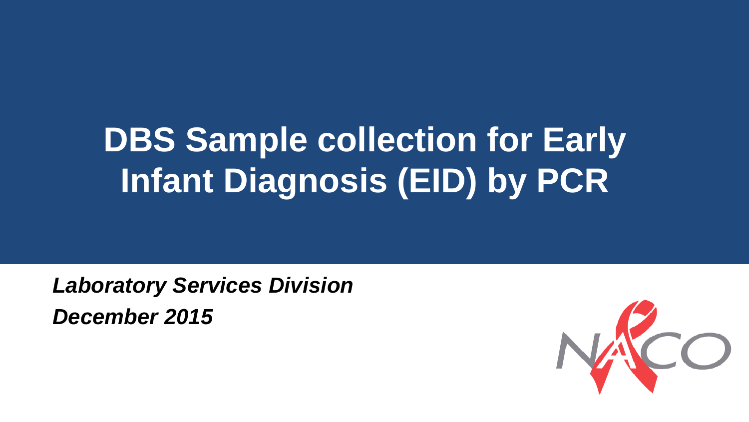# DBS Sample collection for Early Infant Diagnosis (EID) by PCR

***Laboratory Services Division***

***December 2015***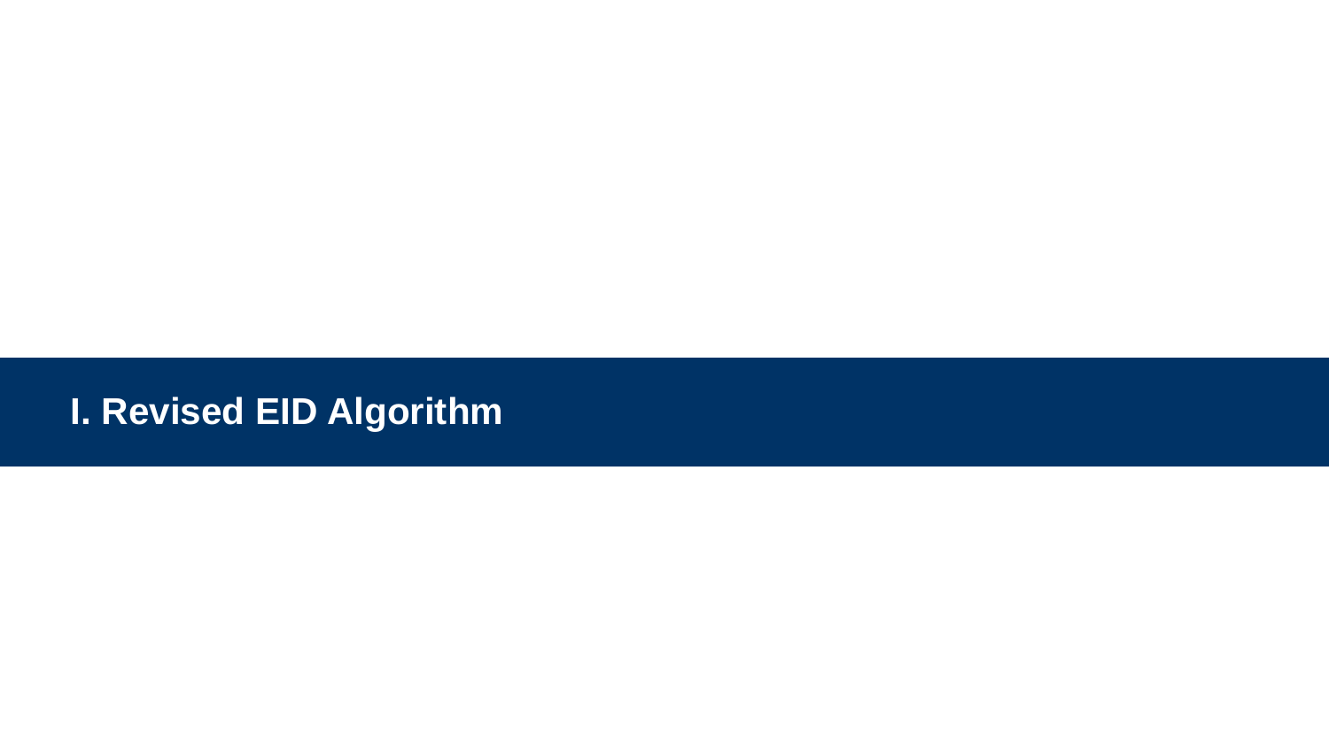# I. Revised EID Algorithm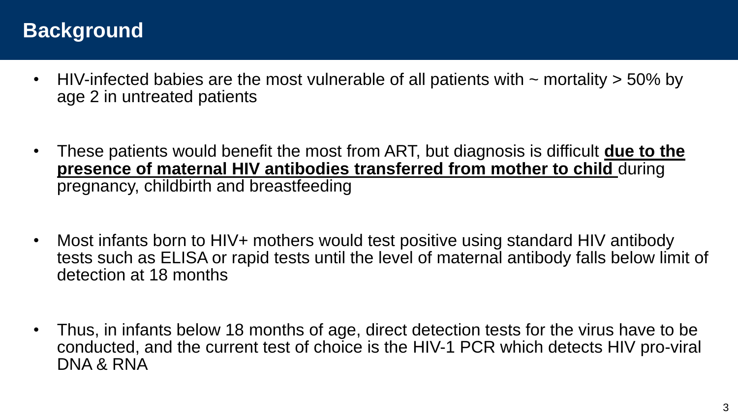## Background

- HIV-infected babies are the most vulnerable of all patients with ~ mortality > 50% by age 2 in untreated patients

- These patients would benefit the most from ART, but diagnosis is difficult **<u>due to the presence of maternal HIV antibodies transferred from mother to child</u>** during pregnancy, childbirth and breastfeeding

- Most infants born to HIV+ mothers would test positive using standard HIV antibody tests such as ELISA or rapid tests until the level of maternal antibody falls below limit of detection at 18 months

- Thus, in infants below 18 months of age, direct detection tests for the virus have to be conducted, and the current test of choice is the HIV-1 PCR which detects HIV pro-viral DNA & RNA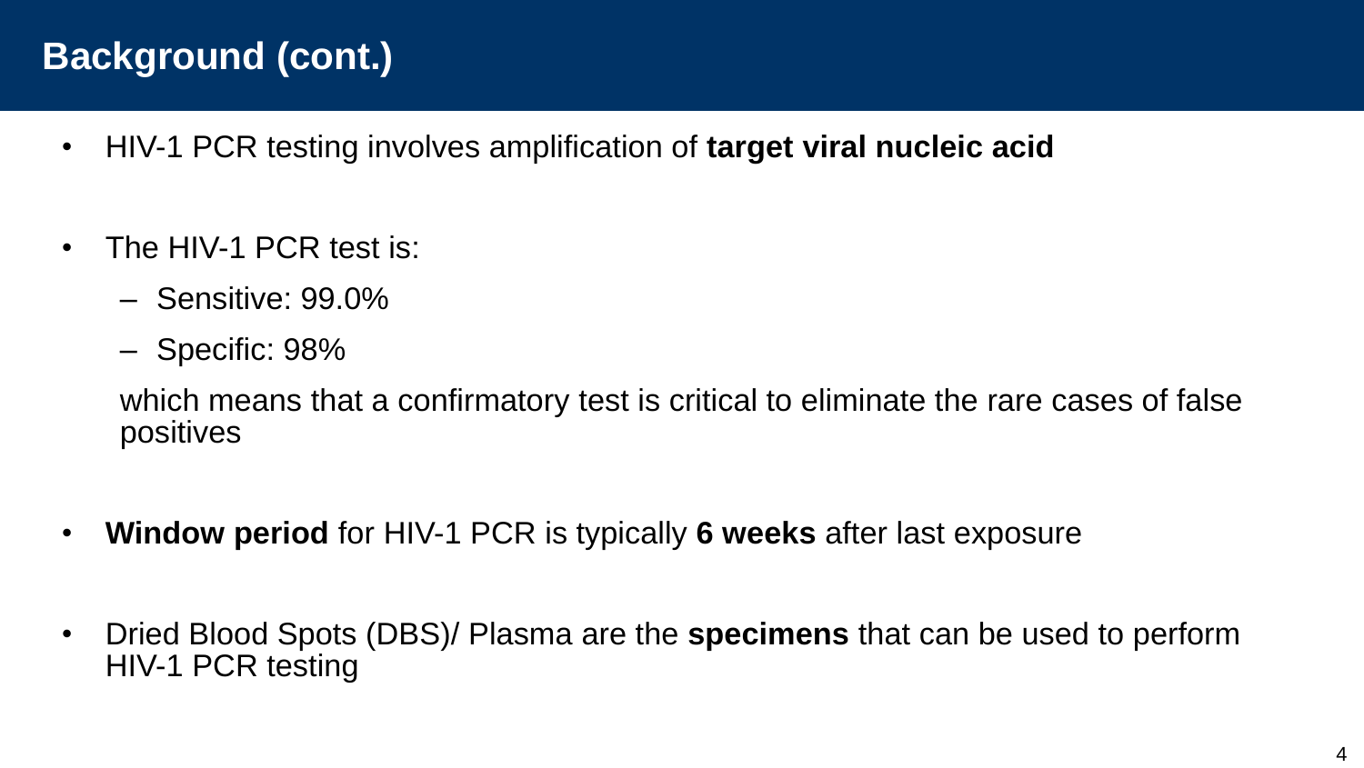# Background (cont.)

- HIV-1 PCR testing involves amplification of **target viral nucleic acid**
- The HIV-1 PCR test is:
  - Sensitive: 99.0%
  - Specific: 98%

  which means that a confirmatory test is critical to eliminate the rare cases of false positives
- **Window period** for HIV-1 PCR is typically **6 weeks** after last exposure
- Dried Blood Spots (DBS)/ Plasma are the **specimens** that can be used to perform HIV-1 PCR testing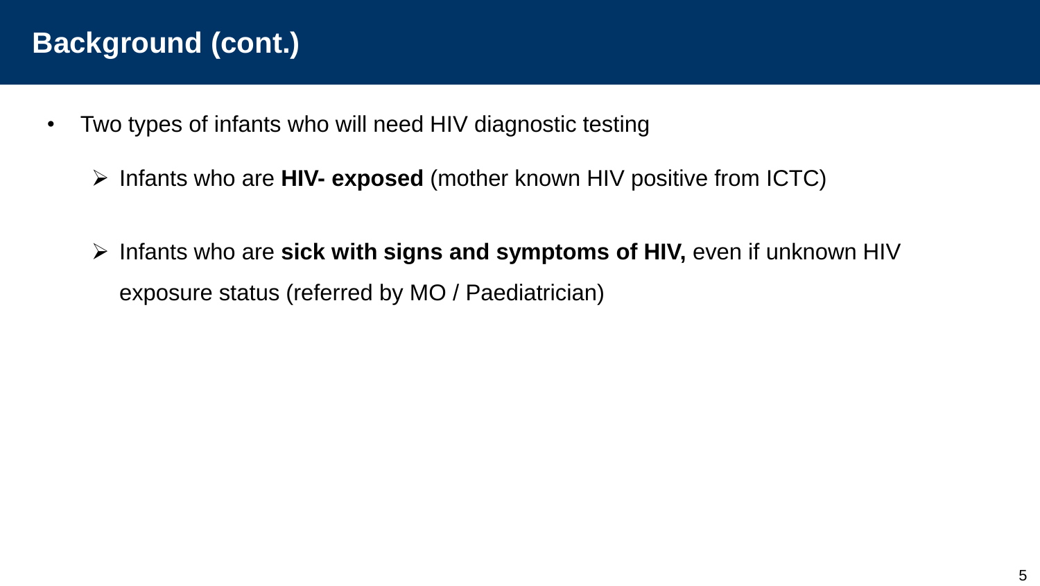## Background (cont.)

- Two types of infants who will need HIV diagnostic testing
  - Infants who are **HIV- exposed** (mother known HIV positive from ICTC)
  - Infants who are **sick with signs and symptoms of HIV,** even if unknown HIV exposure status (referred by MO / Paediatrician)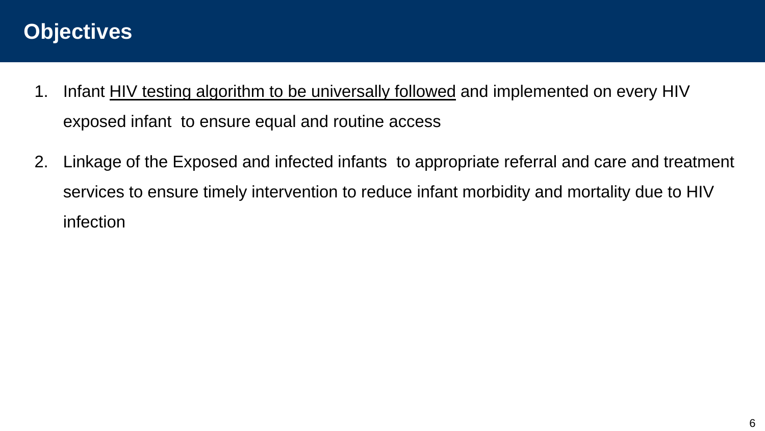# Objectives

1. Infant <u>HIV testing algorithm to be universally followed</u> and implemented on every HIV exposed infant to ensure equal and routine access
2. Linkage of the Exposed and infected infants to appropriate referral and care and treatment services to ensure timely intervention to reduce infant morbidity and mortality due to HIV infection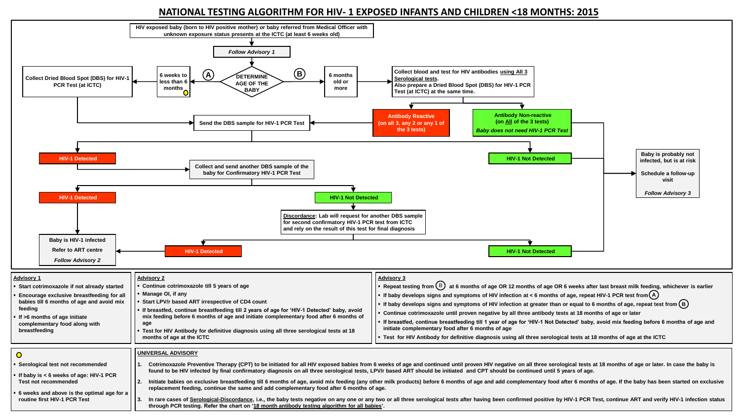# NATIONAL TESTING ALGORITHM FOR HIV- 1 EXPOSED INFANTS AND CHILDREN <18 MONTHS: 2015

HIV exposed baby (born to HIV positive mother) or baby referred from Medical Officer with unknown exposure status presents at the ICTC (at least 6 weeks old)

*Follow Advisory 1*

DETERMINE AGE OF THE BABY

**(A)** 6 weeks to less than 6 months ⭘

Collect Dried Blood Spot (DBS) for HIV-1 PCR Test (at ICTC)

**(B)** 6 months old or more

Collect blood and test for HIV antibodies using All 3 Serological tests.
Also prepare a Dried Blood Spot (DBS) for HIV-1 PCR Test (at ICTC) at the same time.

Antibody Reactive (on all 3, any 2 or any 1 of the 3 tests)

Antibody Non-reactive (on All of the 3 tests)
*Baby does not need HIV-1 PCR Test*

Send the DBS sample for HIV-1 PCR Test

HIV-1 Detected

HIV-1 Not Detected

Collect and send another DBS sample of the baby for Confirmatory HIV-1 PCR Test

HIV-1 Detected

HIV-1 Not Detected

Discordance: Lab will request for another DBS sample for second confirmatory HIV-1 PCR test from ICTC and rely on the result of this test for final diagnosis

HIV-1 Detected

HIV-1 Not Detected

Baby is HIV-1 infected
Refer to ART centre
*Follow Advisory 2*

Baby is probably not infected, but is at risk
Schedule a follow-up visit
*Follow Advisory 3*

## Advisory 1

- Start cotrimoxazole if not already started
- Encourage exclusive breastfeeding for all babies till 6 months of age and avoid mix feeding
- If >6 months of age initiate complementary food along with breastfeeding

## Advisory 2

- Continue cotrimoxazole till 5 years of age
- Manage OI, if any
- Start LPV/r based ART irrespective of CD4 count
- If breastfed, continue breastfeeding till 2 years of age for 'HIV-1 Detected' baby, avoid mix feeding before 6 months of age and initiate complementary food after 6 months of age
- Test for HIV Antibody for definitive diagnosis using all three serological tests at 18 months of age at the ICTC

## Advisory 3

- Repeat testing from (B) at 6 months of age OR 12 months of age OR 6 weeks after last breast milk feeding, whichever is earlier
- If baby develops signs and symptoms of HIV infection at < 6 months of age, repeat HIV-1 PCR test from (A)
- If baby develops signs and symptoms of HIV infection at greater than or equal to 6 months of age, repeat test from (B)
- Continue cotrimoxazole until proven negative by all three antibody tests at 18 months of age or later
- If breastfed, continue breastfeeding till 1 year of age for 'HIV-1 Not Detected' baby, avoid mix feeding before 6 months of age and initiate complementary food after 6 months of age
- Test for HIV Antibody for definitive diagnosis using all three serological tests at 18 months of age at the ICTC

## ⭘

- Serological test not recommended
- If baby is < 6 weeks of age: HIV-1 PCR Test not recommended
- 6 weeks and above is the optimal age for a routine first HIV-1 PCR Test

## UNIVERSAL ADVISORY

1. Cotrimoxazole Preventive Therapy (CPT) to be initiated for all HIV exposed babies from 6 weeks of age and continued until proven HIV negative on all three serological tests at 18 months of age or later. In case the baby is found to be HIV infected by final confirmatory diagnosis on all three serological tests, LPV/r based ART should be initiated and CPT should be continued until 5 years of age.
2. Initiate babies on exclusive breastfeeding till 6 months of age, avoid mix feeding (any other milk products) before 6 months of age and add complementary food after 6 months of age. If the baby has been started on exclusive replacement feeding, continue the same and add complementary food after 6 months of age.
3. In rare cases of Serological-Discordance, i.e., the baby tests negative on any one or any two or all three serological tests after having been confirmed positive by HIV-1 PCR Test, continue ART and verify HIV-1 infection status through PCR testing. Refer the chart on '18 month antibody testing algorithm for all babies'.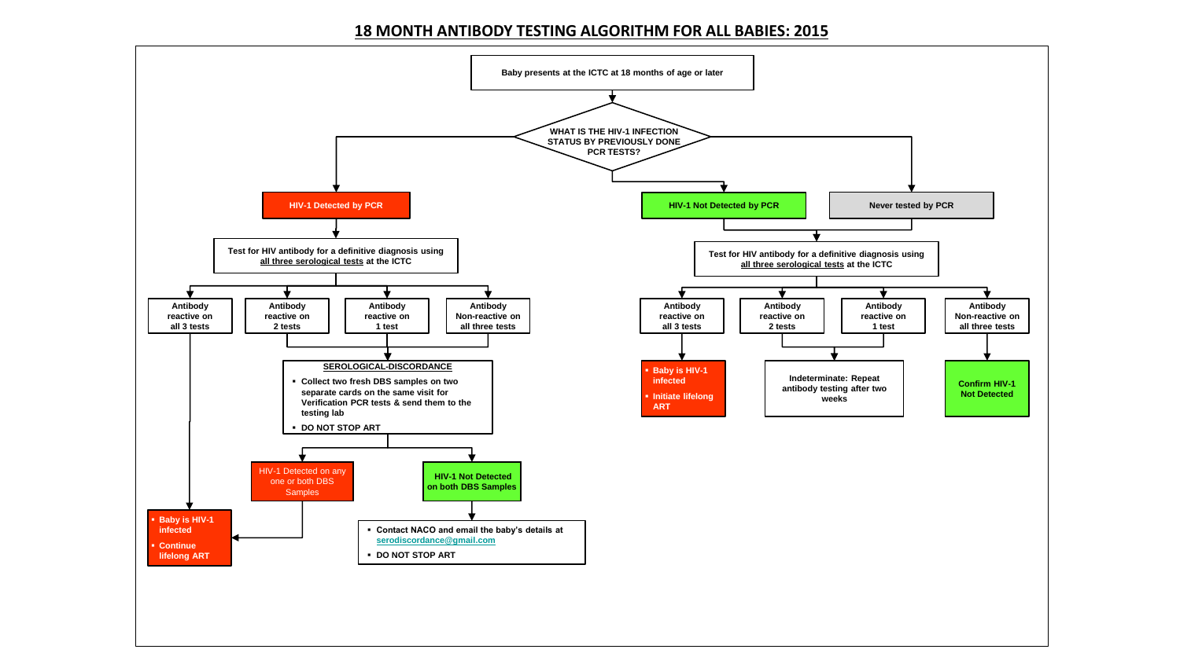# 18 MONTH ANTIBODY TESTING ALGORITHM FOR ALL BABIES: 2015

**Baby presents at the ICTC at 18 months of age or later**

**WHAT IS THE HIV-1 INFECTION STATUS BY PREVIOUSLY DONE PCR TESTS?**

## HIV-1 Detected by PCR

**Test for HIV antibody for a definitive diagnosis using all three serological tests at the ICTC**

- **Antibody reactive on all 3 tests** → 
  - **Baby is HIV-1 infected**
  - **Continue lifelong ART**
- **Antibody reactive on 2 tests** / **Antibody reactive on 1 test** / **Antibody Non-reactive on all three tests** → **SEROLOGICAL-DISCORDANCE**
  - **Collect two fresh DBS samples on two separate cards on the same visit for Verification PCR tests & send them to the testing lab**
  - **DO NOT STOP ART**

From SEROLOGICAL-DISCORDANCE:

- HIV-1 Detected on any one or both DBS Samples →
  - **Baby is HIV-1 infected**
  - **Continue lifelong ART**
- **HIV-1 Not Detected on both DBS Samples** →
  - **Contact NACO and email the baby's details at serodiscordance@gmail.com**
  - **DO NOT STOP ART**

## HIV-1 Not Detected by PCR / Never tested by PCR

**Test for HIV antibody for a definitive diagnosis using all three serological tests at the ICTC**

- **Antibody reactive on all 3 tests** →
  - **Baby is HIV-1 infected**
  - **Initiate lifelong ART**
- **Antibody reactive on 2 tests** / **Antibody reactive on 1 test** → **Indeterminate: Repeat antibody testing after two weeks**
- **Antibody Non-reactive on all three tests** → **Confirm HIV-1 Not Detected**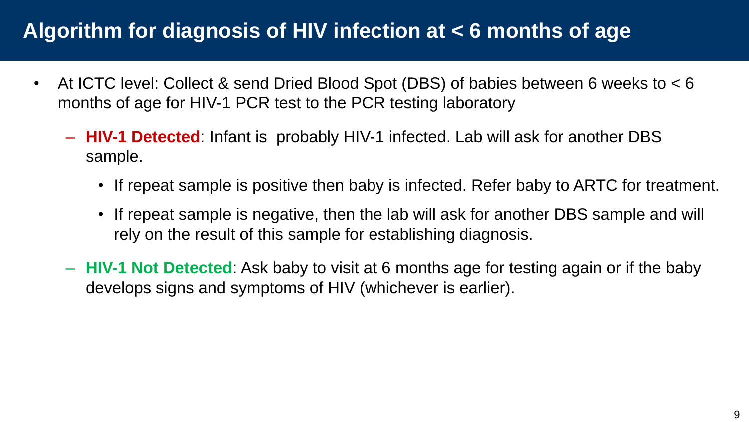# Algorithm for diagnosis of HIV infection at < 6 months of age

- At ICTC level: Collect & send Dried Blood Spot (DBS) of babies between 6 weeks to < 6 months of age for HIV-1 PCR test to the PCR testing laboratory
  - **HIV-1 Detected**: Infant is probably HIV-1 infected. Lab will ask for another DBS sample.
    - If repeat sample is positive then baby is infected. Refer baby to ARTC for treatment.
    - If repeat sample is negative, then the lab will ask for another DBS sample and will rely on the result of this sample for establishing diagnosis.
  - **HIV-1 Not Detected**: Ask baby to visit at 6 months age for testing again or if the baby develops signs and symptoms of HIV (whichever is earlier).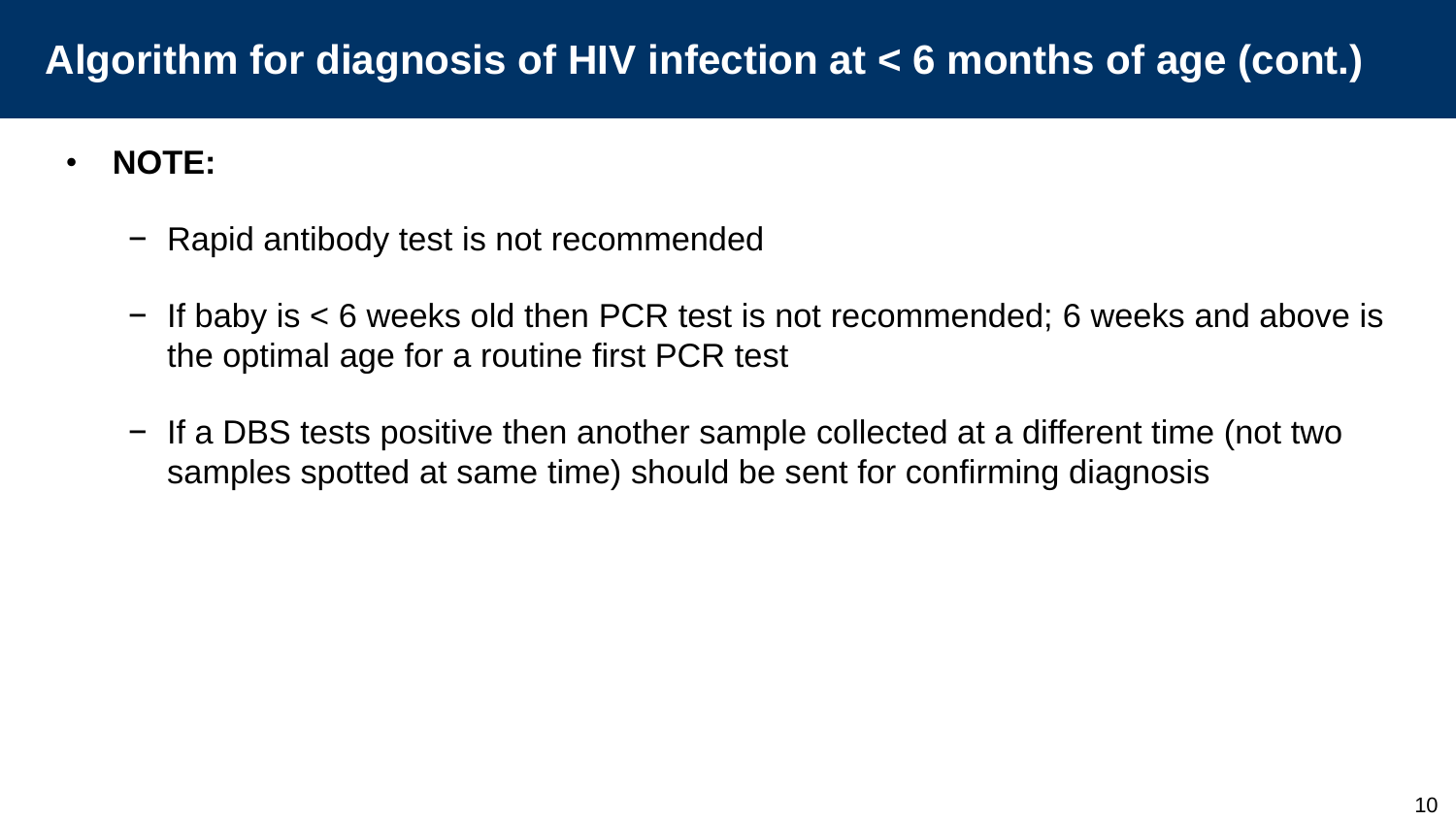# Algorithm for diagnosis of HIV infection at < 6 months of age (cont.)

- **NOTE:**
  - Rapid antibody test is not recommended
  - If baby is < 6 weeks old then PCR test is not recommended; 6 weeks and above is the optimal age for a routine first PCR test
  - If a DBS tests positive then another sample collected at a different time (not two samples spotted at same time) should be sent for confirming diagnosis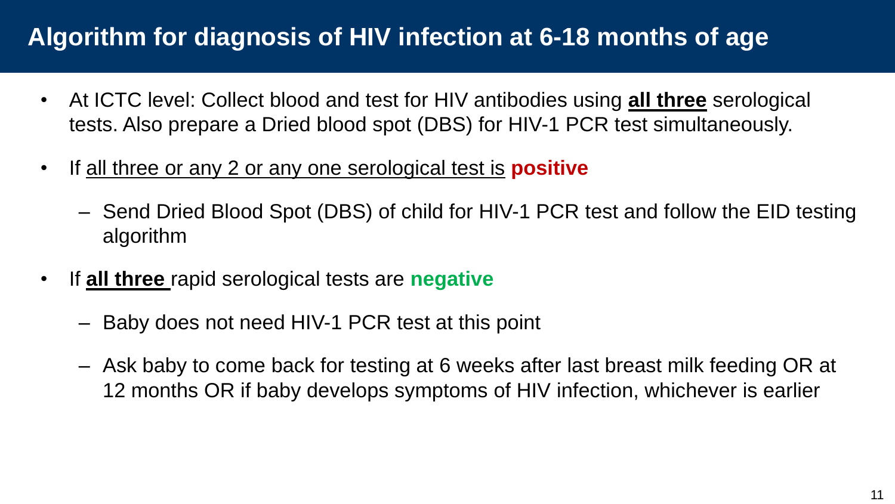# Algorithm for diagnosis of HIV infection at 6-18 months of age

- At ICTC level: Collect blood and test for HIV antibodies using **all three** serological tests. Also prepare a Dried blood spot (DBS) for HIV-1 PCR test simultaneously.
- If all three or any 2 or any one serological test is **positive**
  - Send Dried Blood Spot (DBS) of child for HIV-1 PCR test and follow the EID testing algorithm
- If **all three** rapid serological tests are **negative**
  - Baby does not need HIV-1 PCR test at this point
  - Ask baby to come back for testing at 6 weeks after last breast milk feeding OR at 12 months OR if baby develops symptoms of HIV infection, whichever is earlier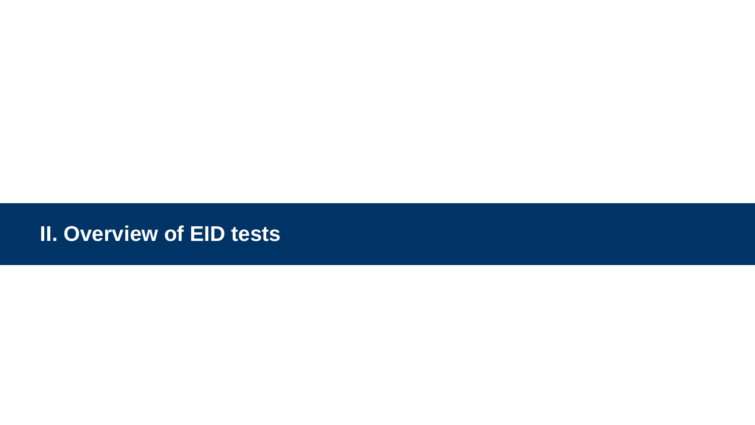## II. Overview of EID tests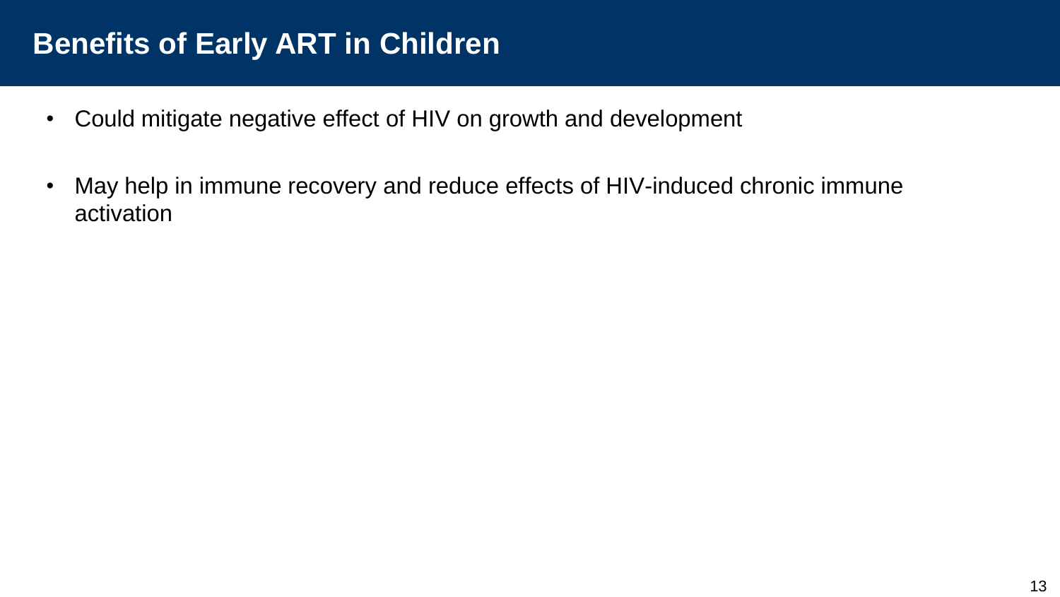# Benefits of Early ART in Children

- Could mitigate negative effect of HIV on growth and development
- May help in immune recovery and reduce effects of HIV-induced chronic immune activation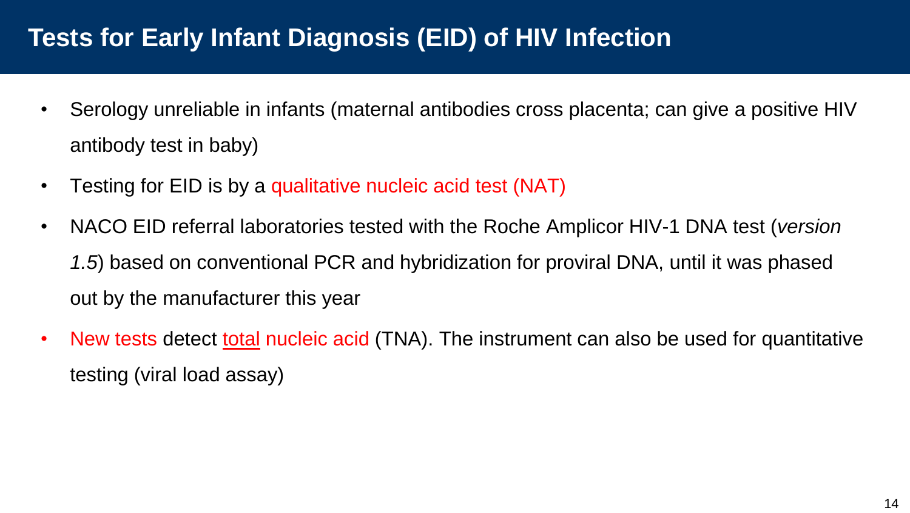# Tests for Early Infant Diagnosis (EID) of HIV Infection

- Serology unreliable in infants (maternal antibodies cross placenta; can give a positive HIV antibody test in baby)
- Testing for EID is by a qualitative nucleic acid test (NAT)
- NACO EID referral laboratories tested with the Roche Amplicor HIV-1 DNA test (*version 1.5*) based on conventional PCR and hybridization for proviral DNA, until it was phased out by the manufacturer this year
- New tests detect total nucleic acid (TNA). The instrument can also be used for quantitative testing (viral load assay)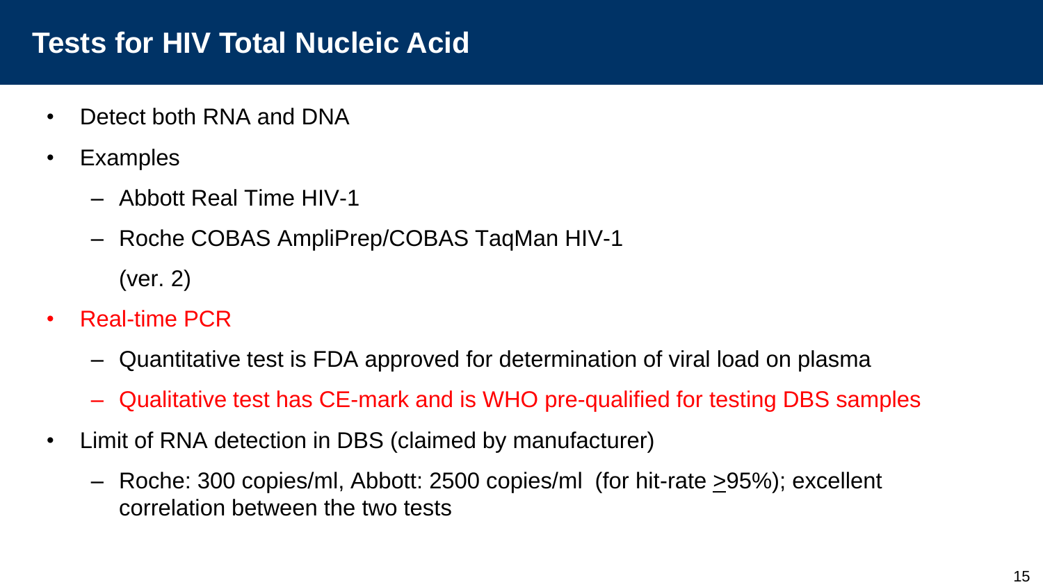# Tests for HIV Total Nucleic Acid

- Detect both RNA and DNA
- Examples
  - Abbott Real Time HIV-1
  - Roche COBAS AmpliPrep/COBAS TaqMan HIV-1 (ver. 2)
- Real-time PCR
  - Quantitative test is FDA approved for determination of viral load on plasma
  - Qualitative test has CE-mark and is WHO pre-qualified for testing DBS samples
- Limit of RNA detection in DBS (claimed by manufacturer)
  - Roche: 300 copies/ml, Abbott: 2500 copies/ml (for hit-rate $\geq$95%); excellent correlation between the two tests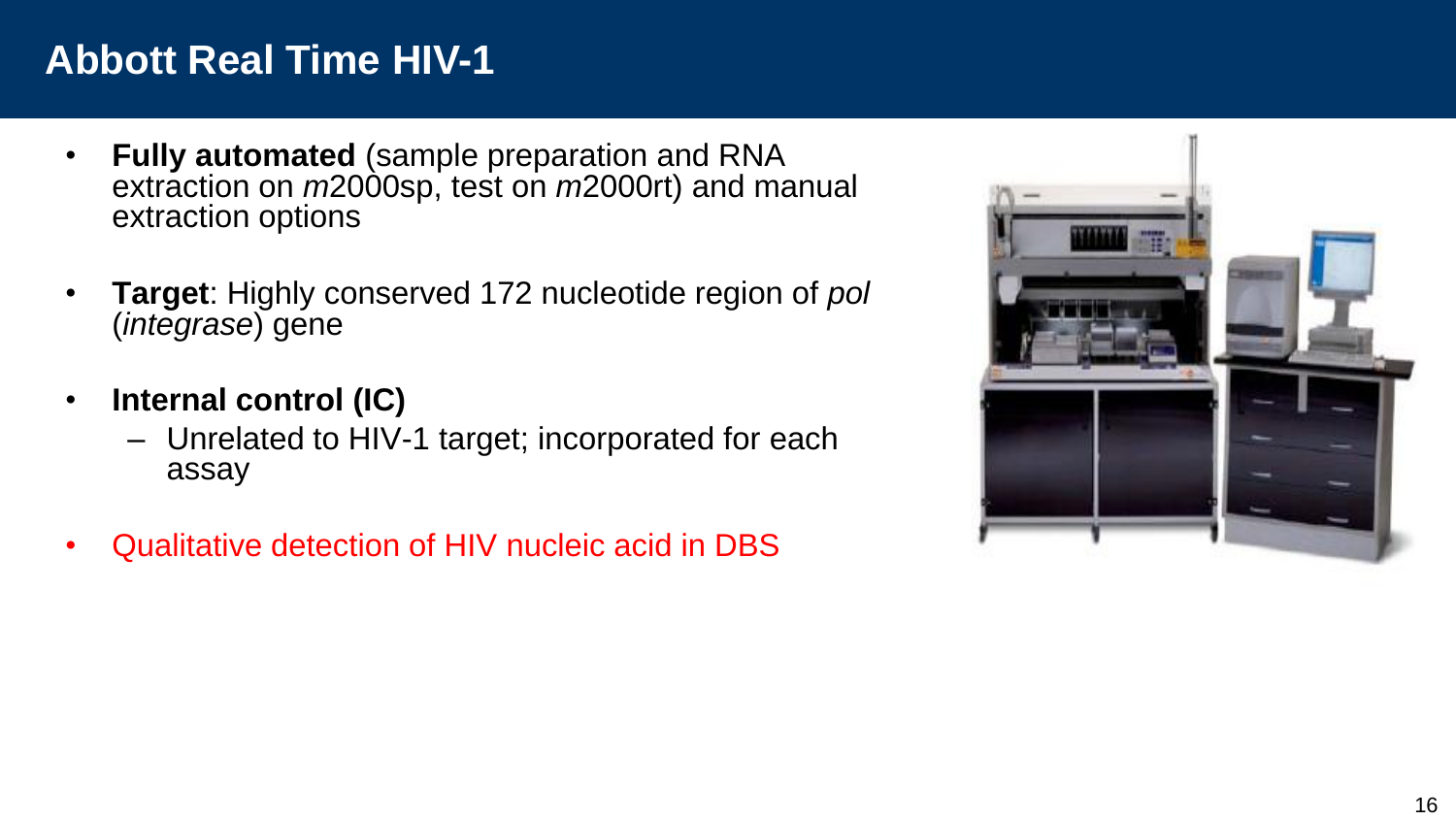# Abbott Real Time HIV-1

- **Fully automated** (sample preparation and RNA extraction on *m*2000sp, test on *m*2000rt) and manual extraction options
- **Target**: Highly conserved 172 nucleotide region of *pol* (*integrase*) gene
- **Internal control (IC)**
  - Unrelated to HIV-1 target; incorporated for each assay
- Qualitative detection of HIV nucleic acid in DBS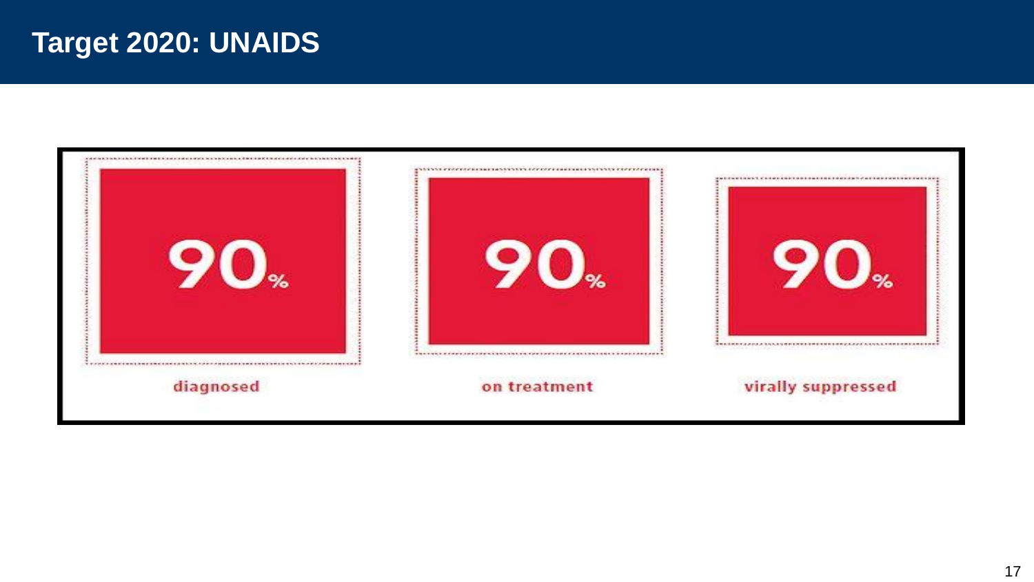# Target 2020: UNAIDS

| 90% | 90% | 90% |
| --- | --- | --- |
| diagnosed | on treatment | virally suppressed |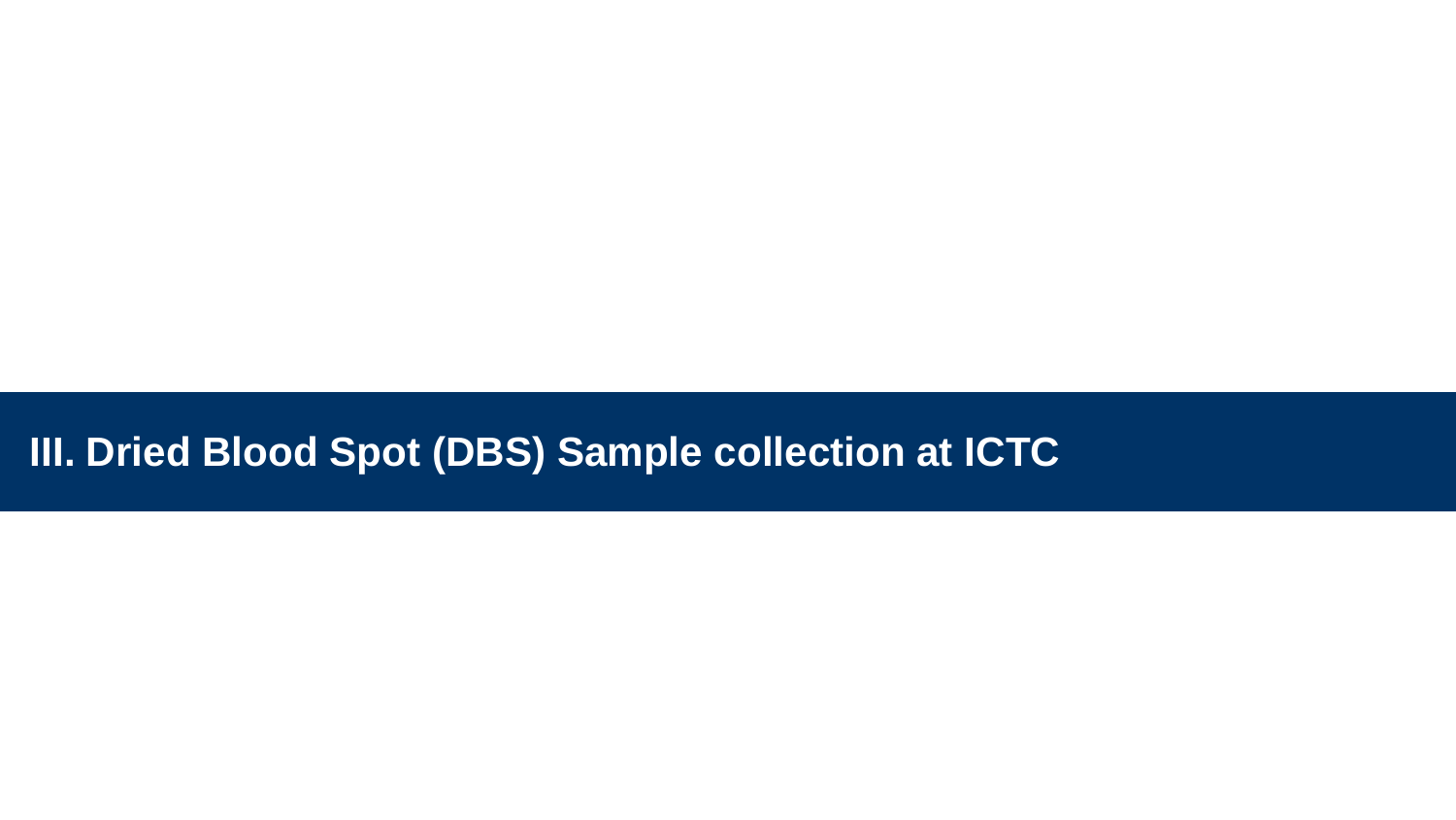# III. Dried Blood Spot (DBS) Sample collection at ICTC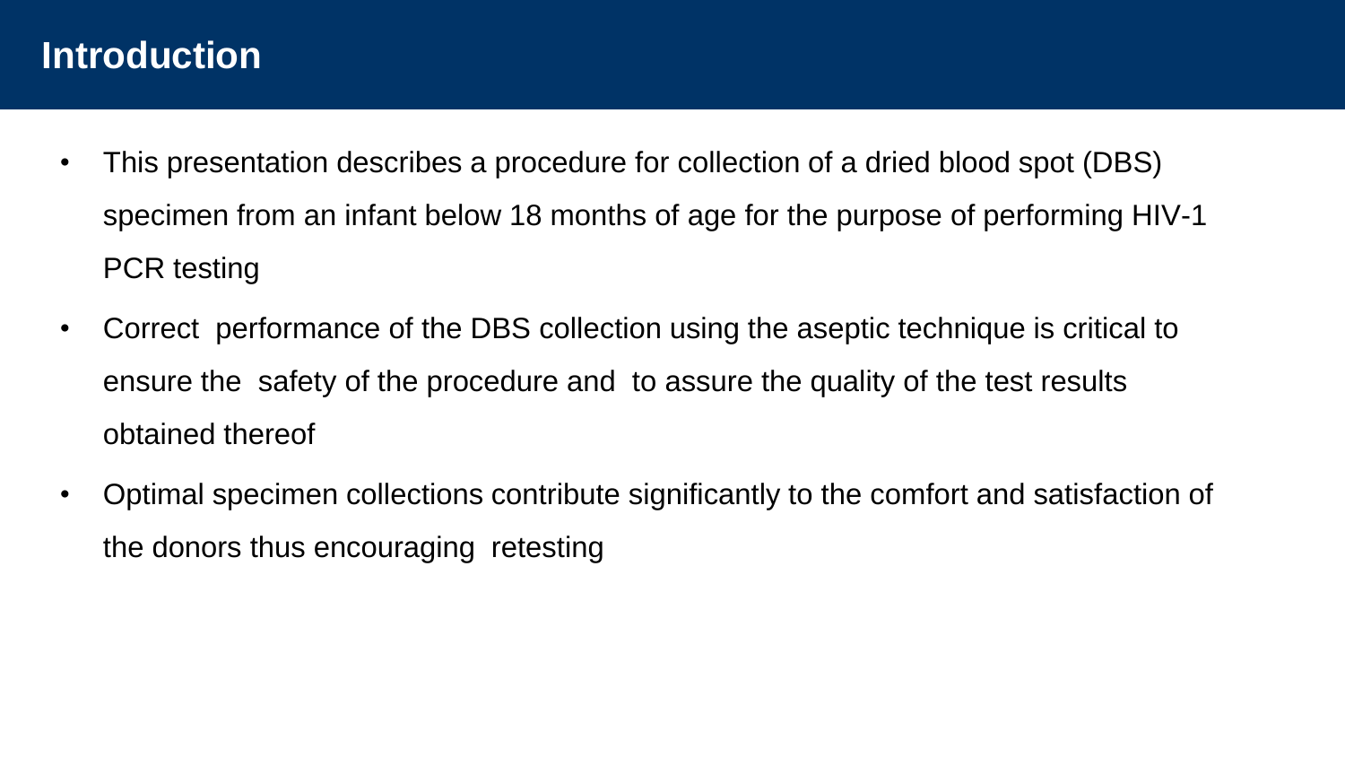# Introduction

- This presentation describes a procedure for collection of a dried blood spot (DBS) specimen from an infant below 18 months of age for the purpose of performing HIV-1 PCR testing
- Correct performance of the DBS collection using the aseptic technique is critical to ensure the safety of the procedure and to assure the quality of the test results obtained thereof
- Optimal specimen collections contribute significantly to the comfort and satisfaction of the donors thus encouraging retesting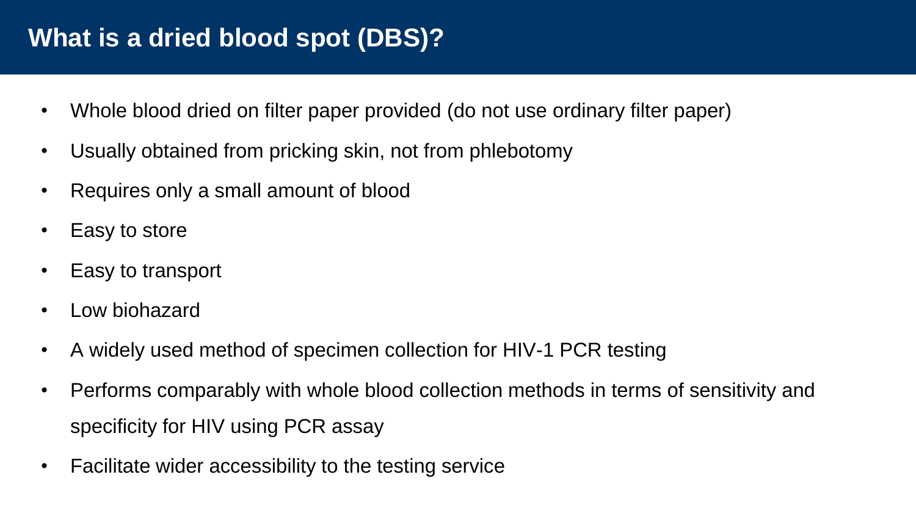# What is a dried blood spot (DBS)?

- Whole blood dried on filter paper provided (do not use ordinary filter paper)
- Usually obtained from pricking skin, not from phlebotomy
- Requires only a small amount of blood
- Easy to store
- Easy to transport
- Low biohazard
- A widely used method of specimen collection for HIV-1 PCR testing
- Performs comparably with whole blood collection methods in terms of sensitivity and specificity for HIV using PCR assay
- Facilitate wider accessibility to the testing service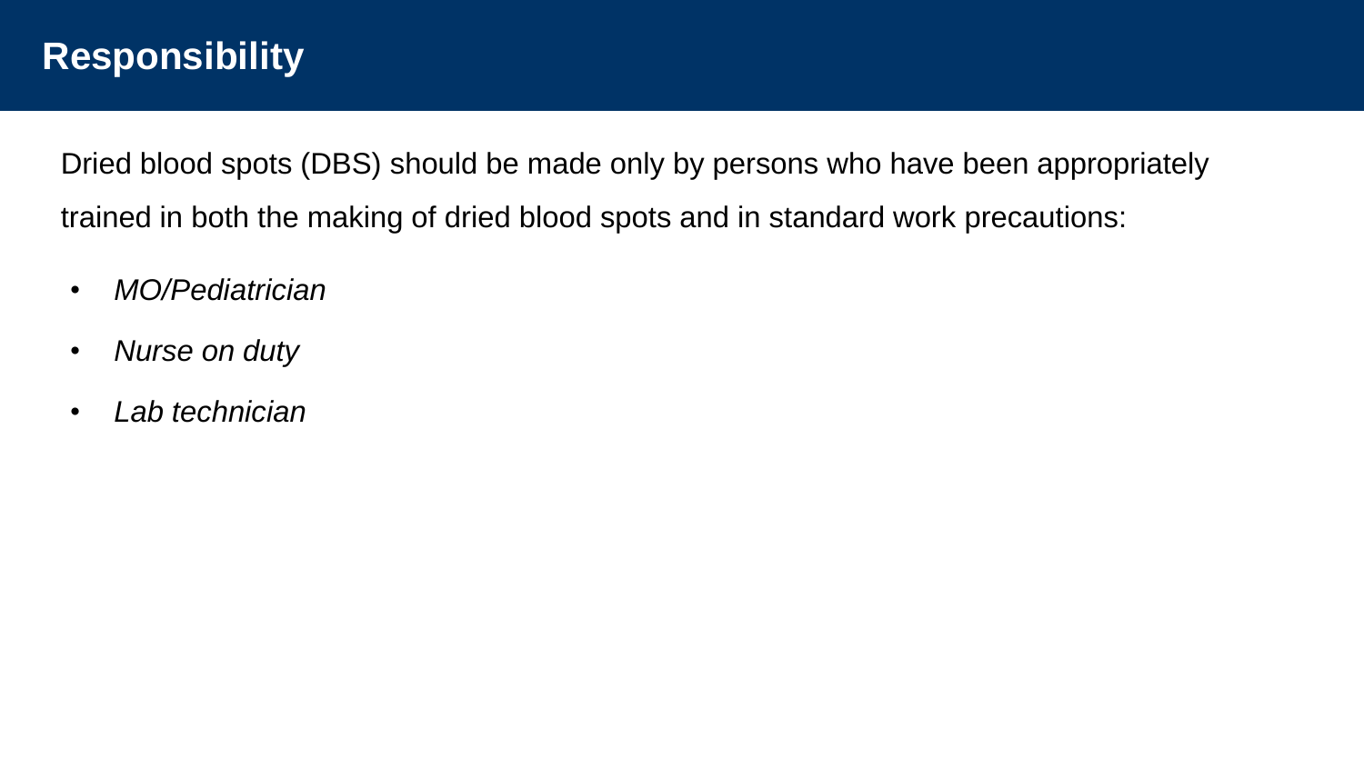# Responsibility

Dried blood spots (DBS) should be made only by persons who have been appropriately trained in both the making of dried blood spots and in standard work precautions:

- *MO/Pediatrician*
- *Nurse on duty*
- *Lab technician*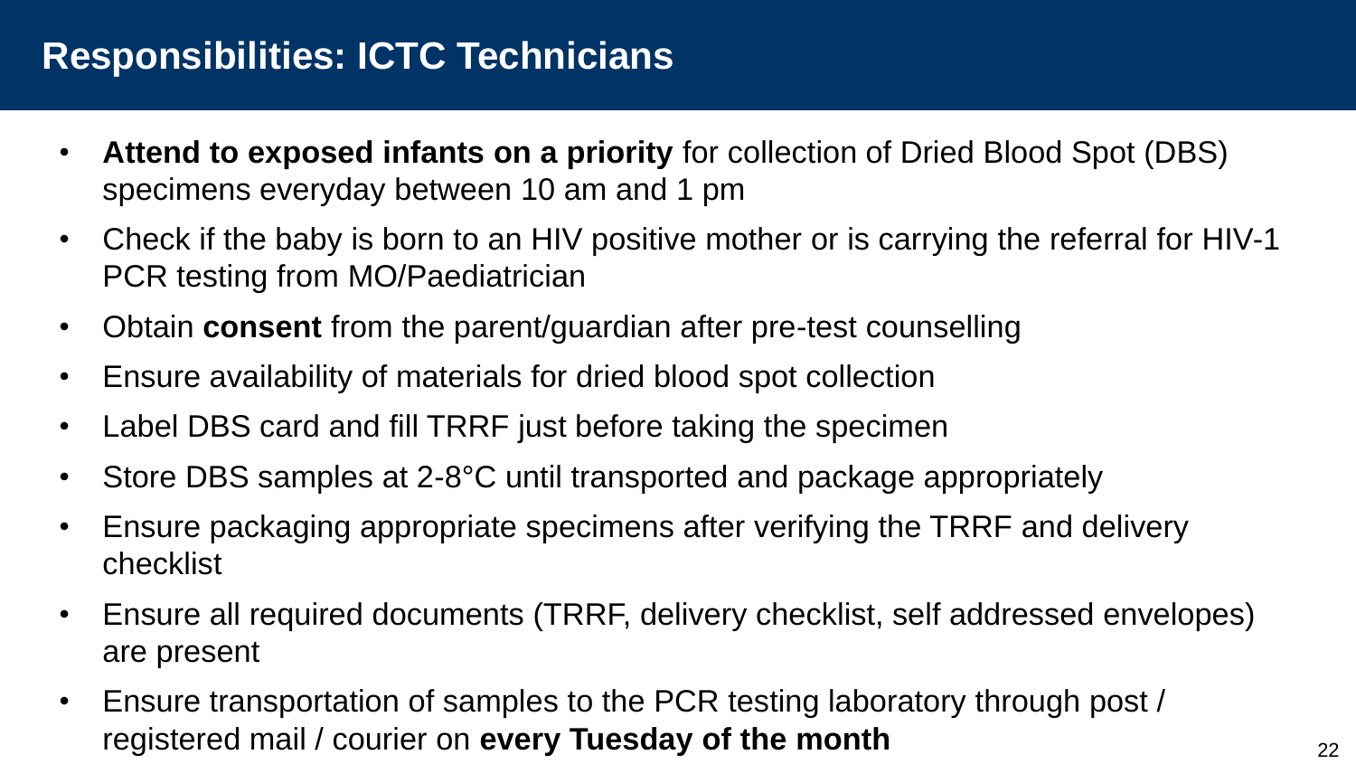# Responsibilities: ICTC Technicians

- **Attend to exposed infants on a priority** for collection of Dried Blood Spot (DBS) specimens everyday between 10 am and 1 pm
- Check if the baby is born to an HIV positive mother or is carrying the referral for HIV-1 PCR testing from MO/Paediatrician
- Obtain **consent** from the parent/guardian after pre-test counselling
- Ensure availability of materials for dried blood spot collection
- Label DBS card and fill TRRF just before taking the specimen
- Store DBS samples at 2-8°C until transported and package appropriately
- Ensure packaging appropriate specimens after verifying the TRRF and delivery checklist
- Ensure all required documents (TRRF, delivery checklist, self addressed envelopes) are present
- Ensure transportation of samples to the PCR testing laboratory through post / registered mail / courier on **every Tuesday of the month**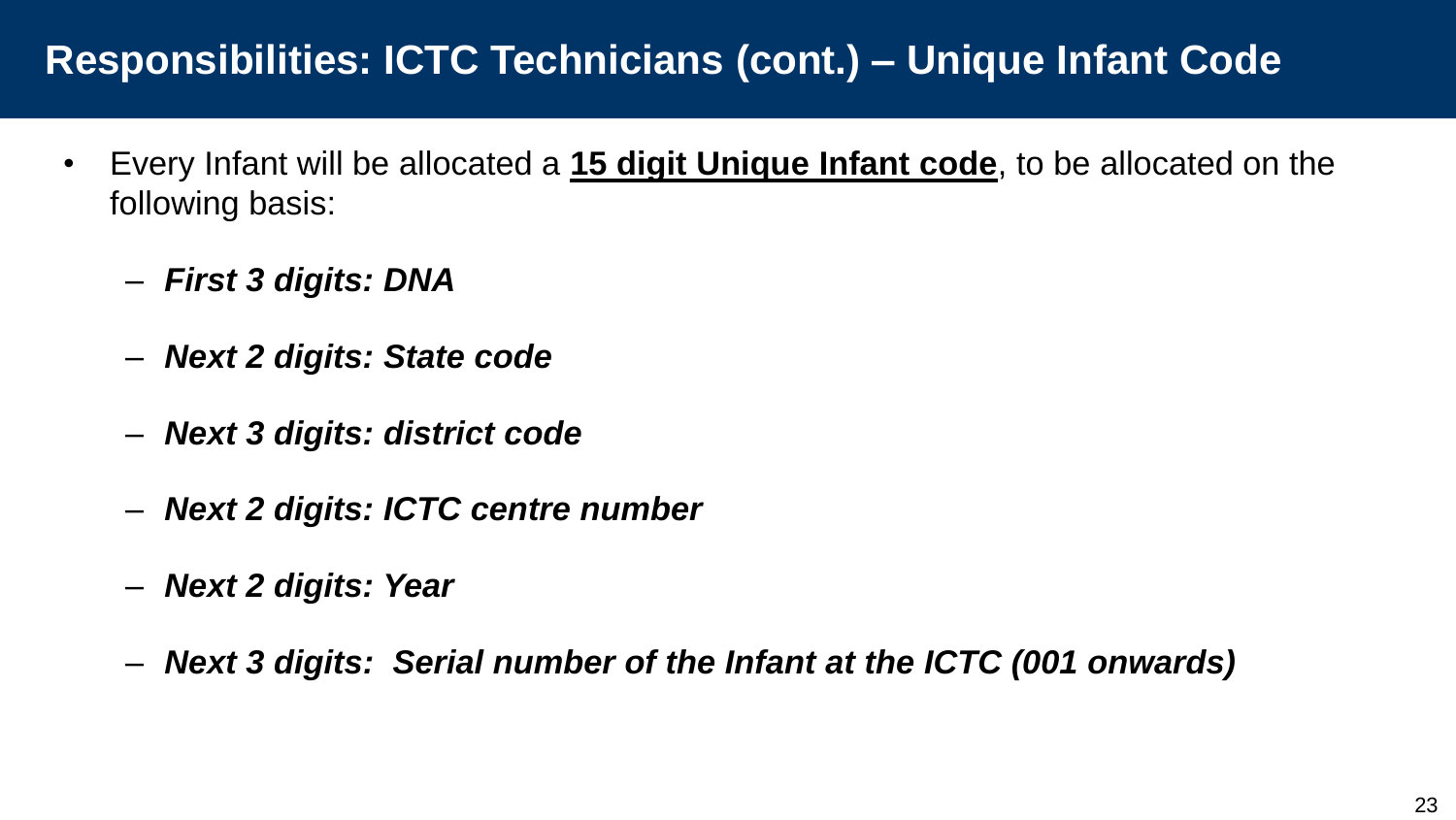# Responsibilities: ICTC Technicians (cont.) – Unique Infant Code

- Every Infant will be allocated a **15 digit Unique Infant code**, to be allocated on the following basis:
  - ***First 3 digits: DNA***
  - ***Next 2 digits: State code***
  - ***Next 3 digits: district code***
  - ***Next 2 digits: ICTC centre number***
  - ***Next 2 digits: Year***
  - ***Next 3 digits: Serial number of the Infant at the ICTC (001 onwards)***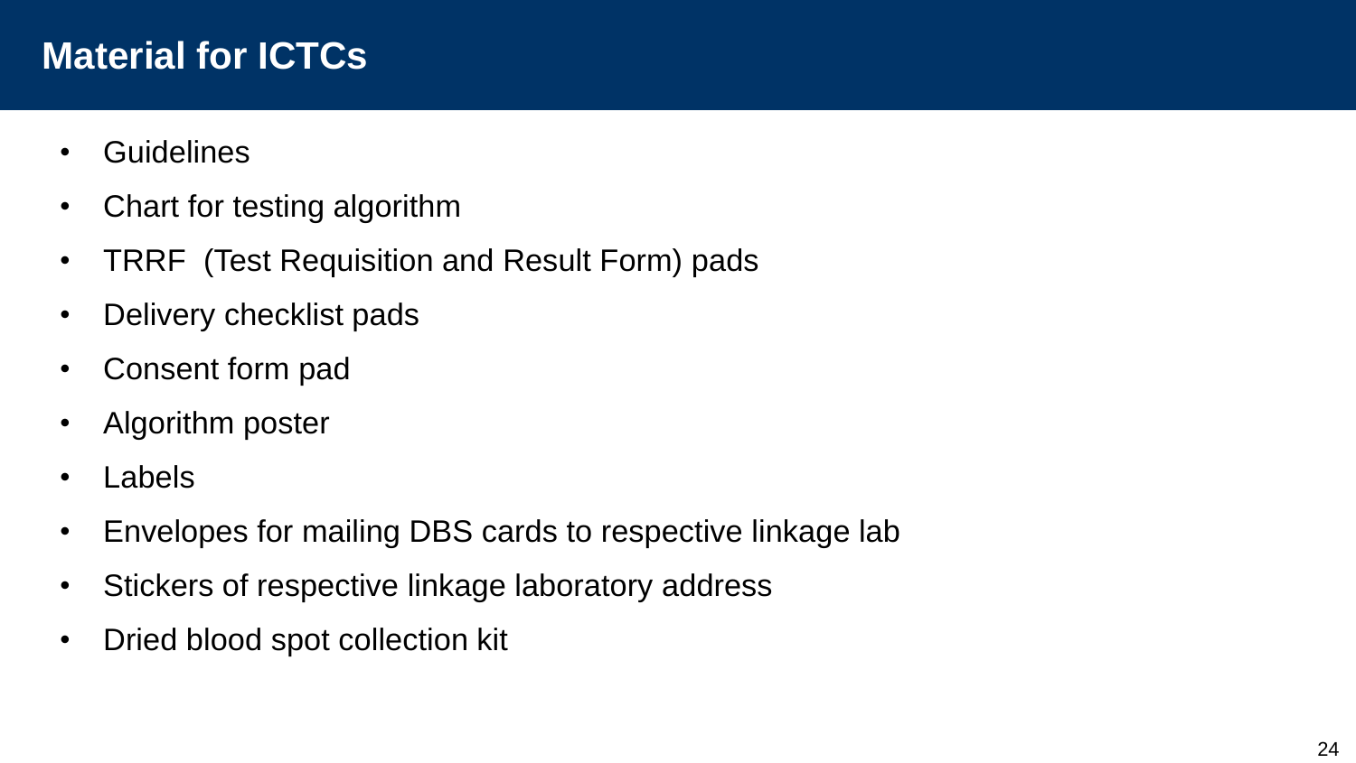# Material for ICTCs

- Guidelines
- Chart for testing algorithm
- TRRF  (Test Requisition and Result Form) pads
- Delivery checklist pads
- Consent form pad
- Algorithm poster
- Labels
- Envelopes for mailing DBS cards to respective linkage lab
- Stickers of respective linkage laboratory address
- Dried blood spot collection kit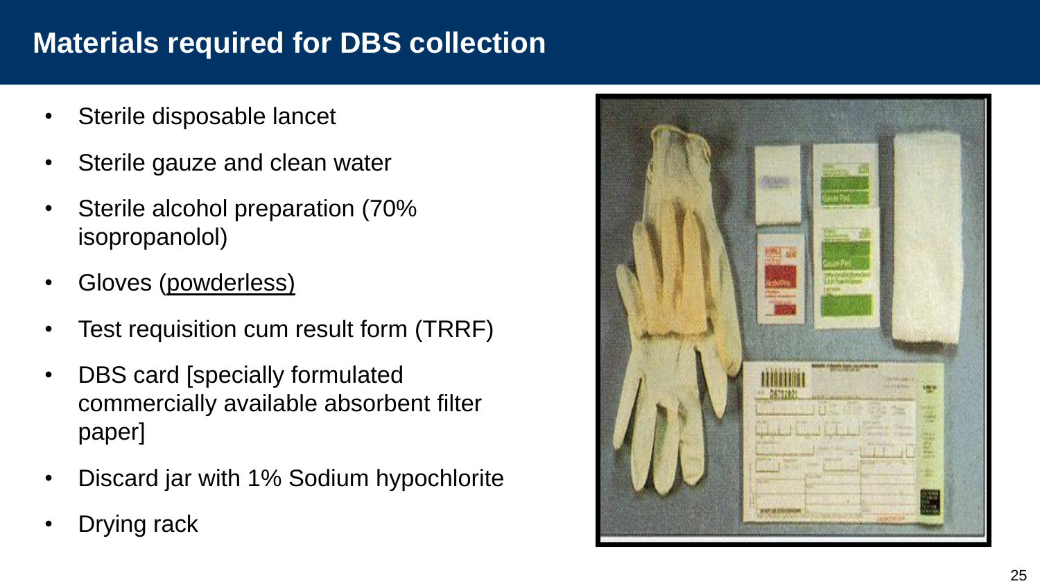# Materials required for DBS collection

- Sterile disposable lancet
- Sterile gauze and clean water
- Sterile alcohol preparation (70% isopropanolol)
- Gloves (powderless)
- Test requisition cum result form (TRRF)
- DBS card [specially formulated commercially available absorbent filter paper]
- Discard jar with 1% Sodium hypochlorite
- Drying rack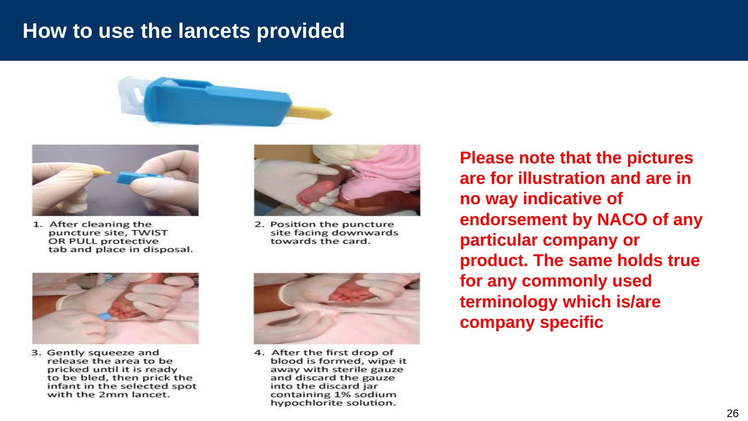# How to use the lancets provided

1. After cleaning the puncture site, TWIST OR PULL protective tab and place in disposal.

2. Position the puncture site facing downwards towards the card.

3. Gently squeeze and release the area to be pricked until it is ready to be bled, then prick the infant in the selected spot with the 2mm lancet.

4. After the first drop of blood is formed, wipe it away with sterile gauze and discard the gauze into the discard jar containing 1% sodium hypochlorite solution.

**Please note that the pictures are for illustration and are in no way indicative of endorsement by NACO of any particular company or product. The same holds true for any commonly used terminology which is/are company specific**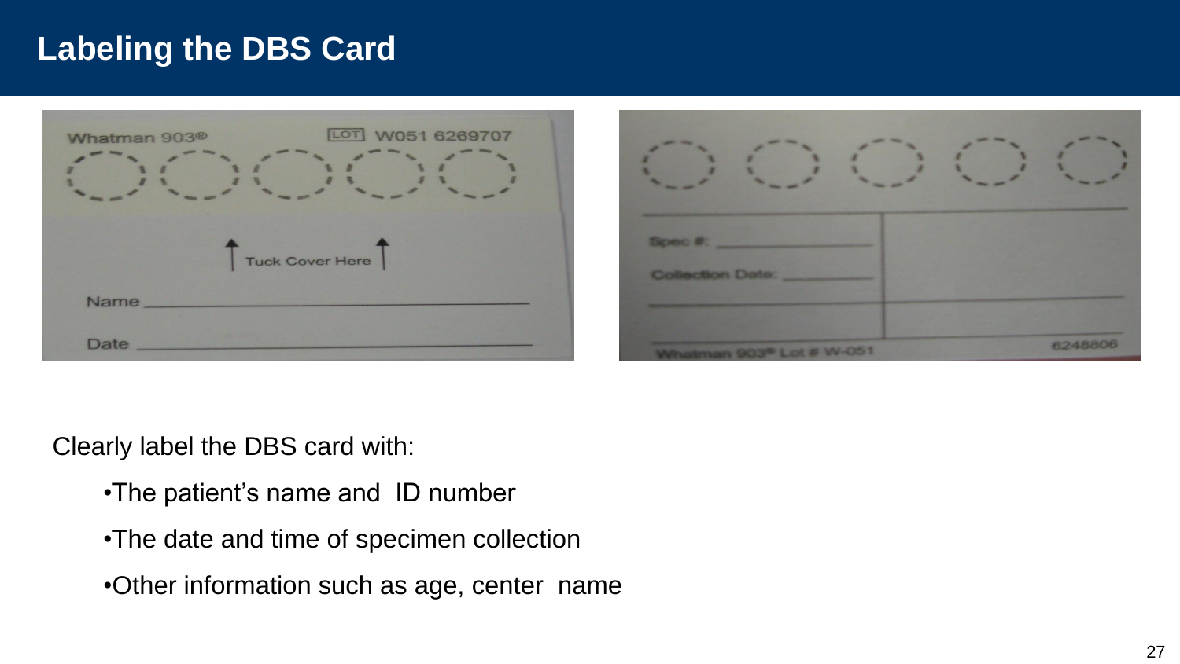# Labeling the DBS Card

Clearly label the DBS card with:

- The patient's name and ID number
- The date and time of specimen collection
- Other information such as age, center name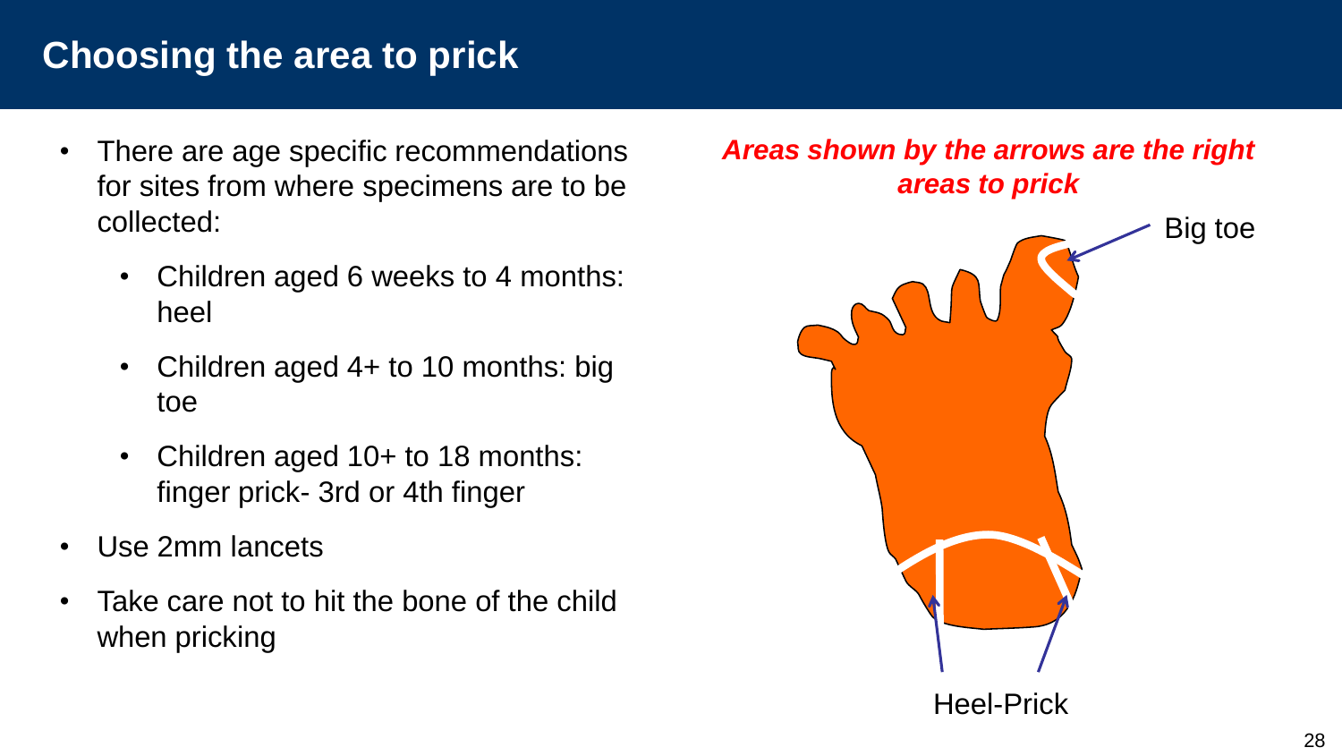## Choosing the area to prick

- There are age specific recommendations for sites from where specimens are to be collected:
  - Children aged 6 weeks to 4 months: heel
  - Children aged 4+ to 10 months: big toe
  - Children aged 10+ to 18 months: finger prick- 3rd or 4th finger
- Use 2mm lancets
- Take care not to hit the bone of the child when pricking

***Areas shown by the arrows are the right areas to prick***

Big toe

Heel-Prick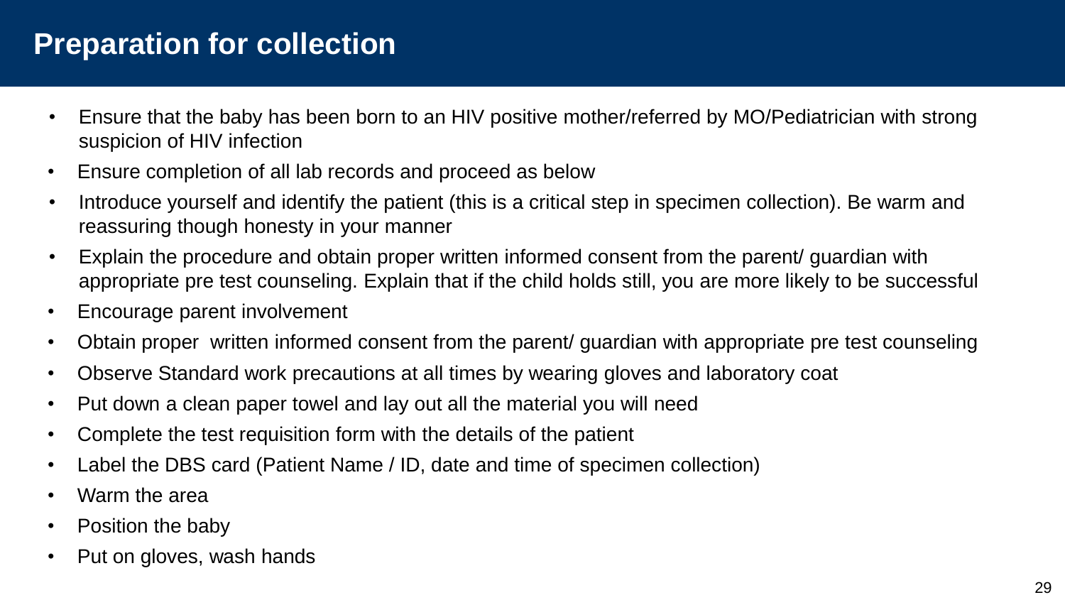# Preparation for collection

- Ensure that the baby has been born to an HIV positive mother/referred by MO/Pediatrician with strong suspicion of HIV infection
- Ensure completion of all lab records and proceed as below
- Introduce yourself and identify the patient (this is a critical step in specimen collection). Be warm and reassuring though honesty in your manner
- Explain the procedure and obtain proper written informed consent from the parent/ guardian with appropriate pre test counseling. Explain that if the child holds still, you are more likely to be successful
- Encourage parent involvement
- Obtain proper written informed consent from the parent/ guardian with appropriate pre test counseling
- Observe Standard work precautions at all times by wearing gloves and laboratory coat
- Put down a clean paper towel and lay out all the material you will need
- Complete the test requisition form with the details of the patient
- Label the DBS card (Patient Name / ID, date and time of specimen collection)
- Warm the area
- Position the baby
- Put on gloves, wash hands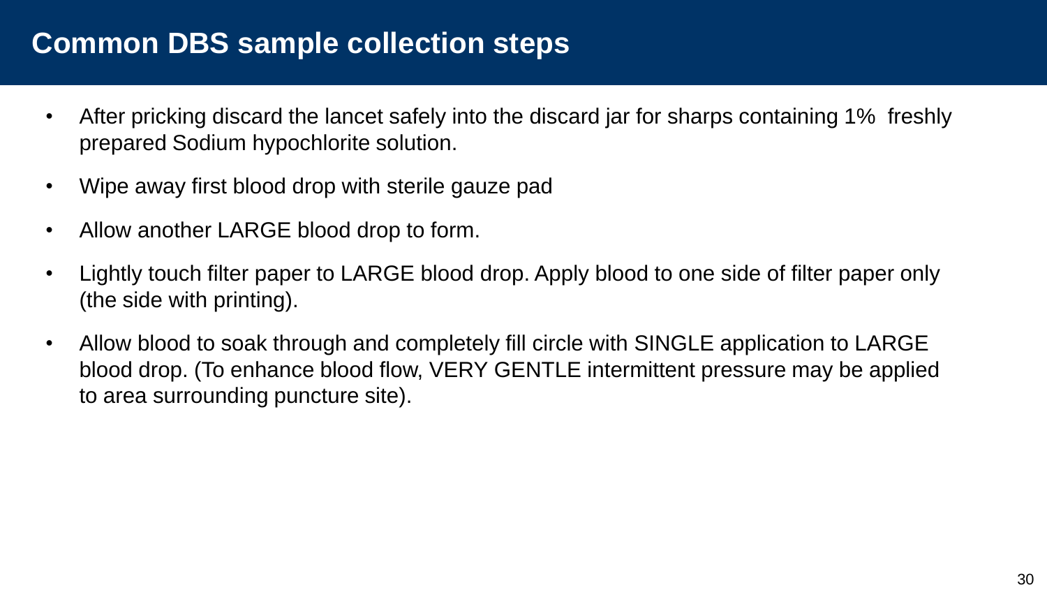# Common DBS sample collection steps

- After pricking discard the lancet safely into the discard jar for sharps containing 1% freshly prepared Sodium hypochlorite solution.
- Wipe away first blood drop with sterile gauze pad
- Allow another LARGE blood drop to form.
- Lightly touch filter paper to LARGE blood drop. Apply blood to one side of filter paper only (the side with printing).
- Allow blood to soak through and completely fill circle with SINGLE application to LARGE blood drop. (To enhance blood flow, VERY GENTLE intermittent pressure may be applied to area surrounding puncture site).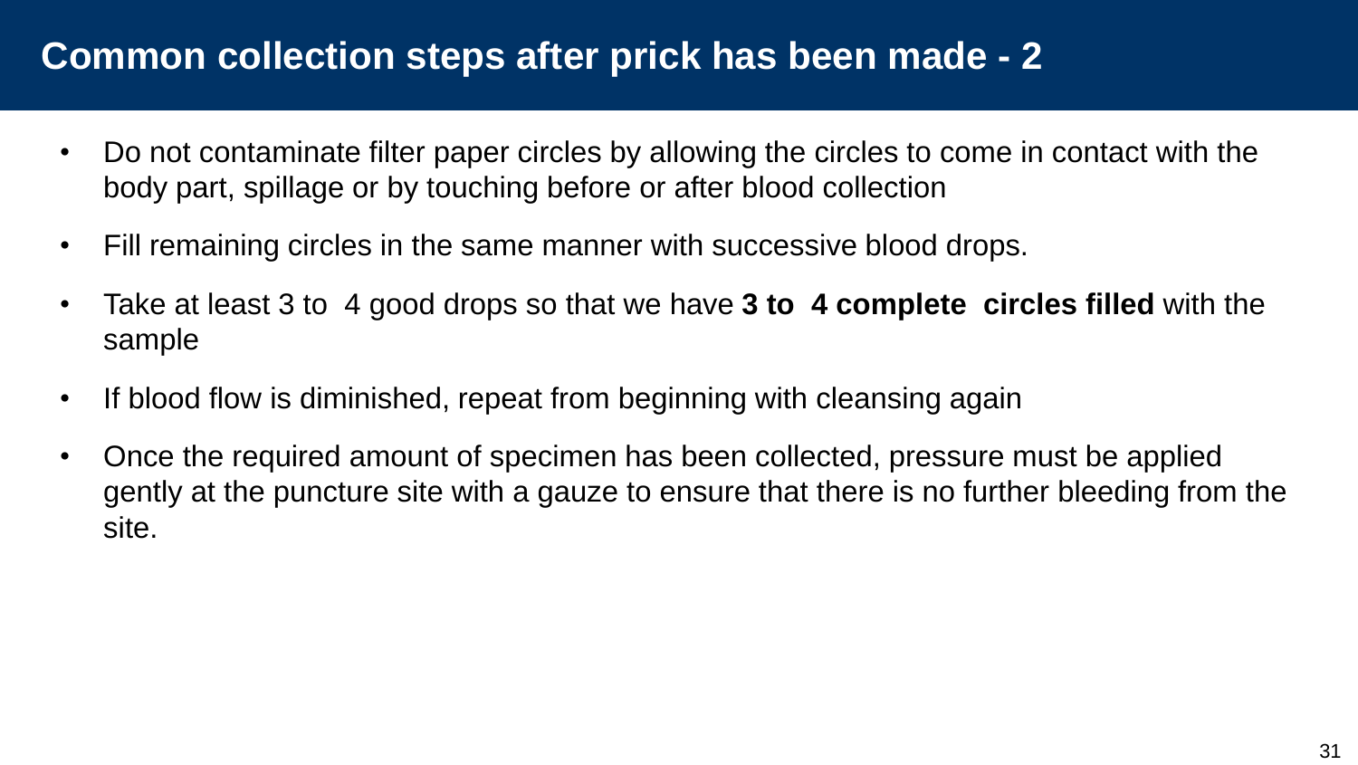# Common collection steps after prick has been made - 2

- Do not contaminate filter paper circles by allowing the circles to come in contact with the body part, spillage or by touching before or after blood collection
- Fill remaining circles in the same manner with successive blood drops.
- Take at least 3 to 4 good drops so that we have **3 to 4 complete circles filled** with the sample
- If blood flow is diminished, repeat from beginning with cleansing again
- Once the required amount of specimen has been collected, pressure must be applied gently at the puncture site with a gauze to ensure that there is no further bleeding from the site.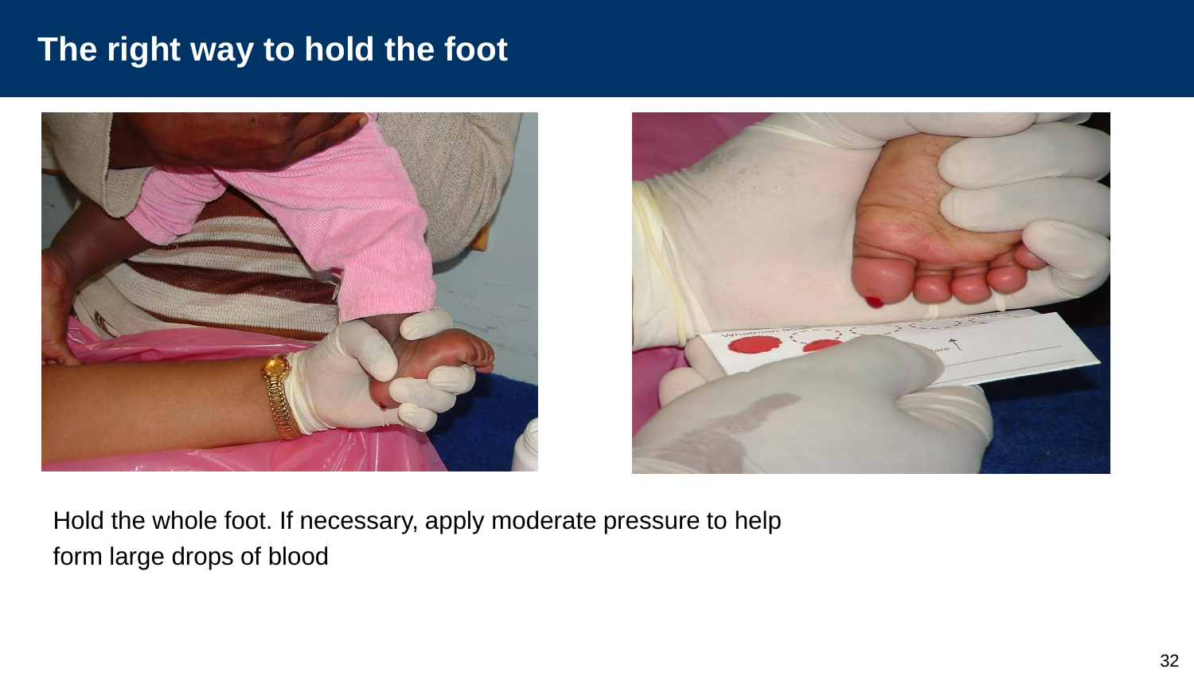# The right way to hold the foot

Hold the whole foot. If necessary, apply moderate pressure to help form large drops of blood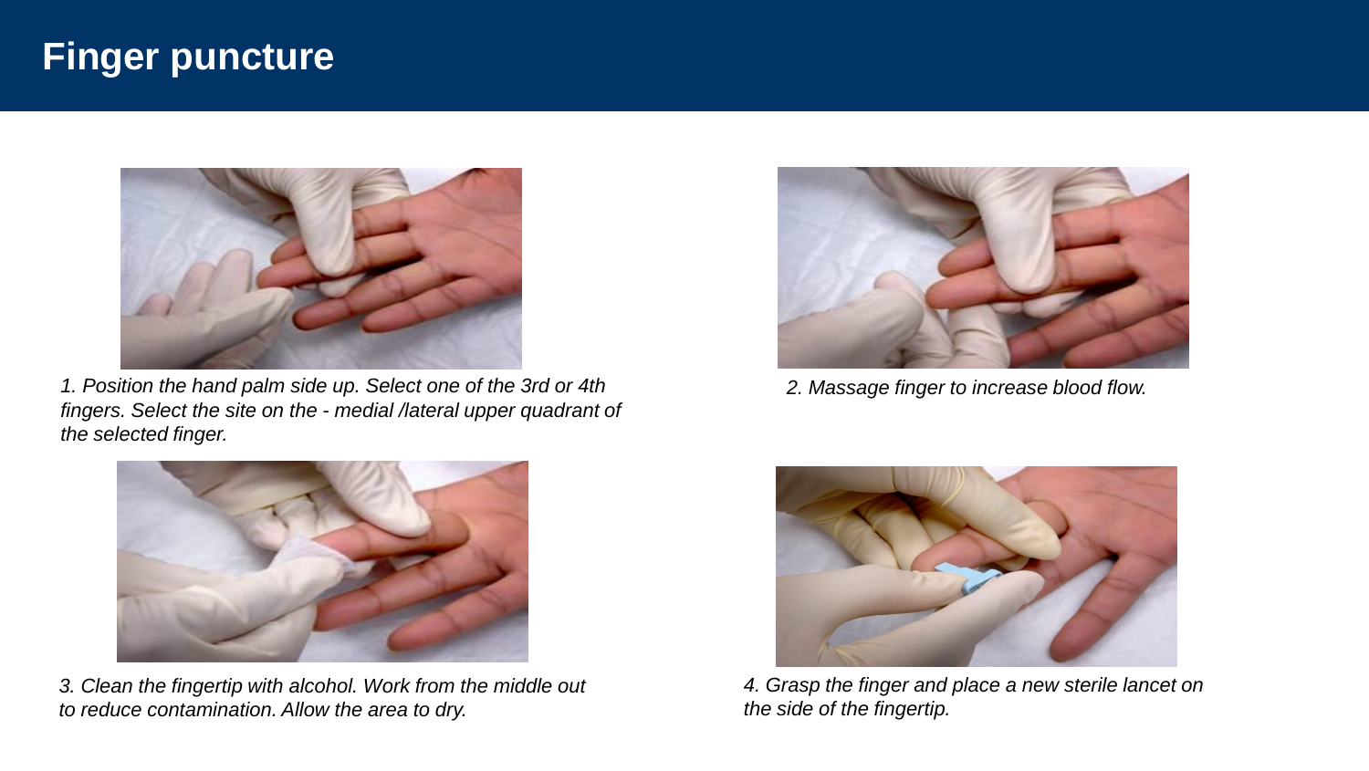# Finger puncture

*1. Position the hand palm side up. Select one of the 3rd or 4th fingers. Select the site on the - medial /lateral upper quadrant of the selected finger.*

*2. Massage finger to increase blood flow.*

*3. Clean the fingertip with alcohol. Work from the middle out to reduce contamination. Allow the area to dry.*

*4. Grasp the finger and place a new sterile lancet on the side of the fingertip.*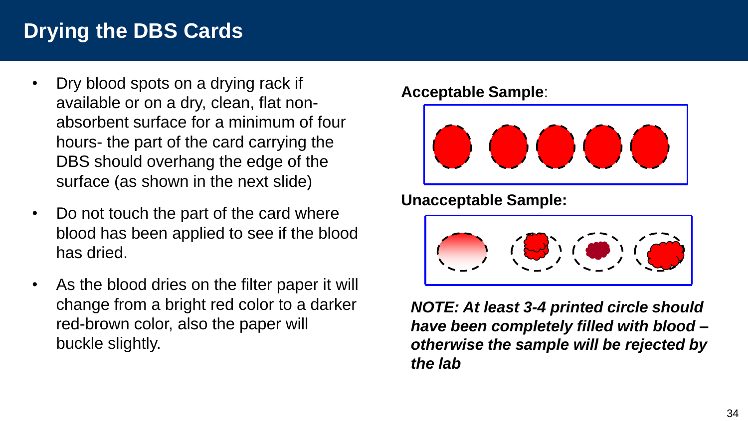# Drying the DBS Cards

- Dry blood spots on a drying rack if available or on a dry, clean, flat non-absorbent surface for a minimum of four hours- the part of the card carrying the DBS should overhang the edge of the surface (as shown in the next slide)
- Do not touch the part of the card where blood has been applied to see if the blood has dried.
- As the blood dries on the filter paper it will change from a bright red color to a darker red-brown color, also the paper will buckle slightly.

**Acceptable Sample**:

**Unacceptable Sample:**

***NOTE: At least 3-4 printed circle should have been completely filled with blood – otherwise the sample will be rejected by the lab***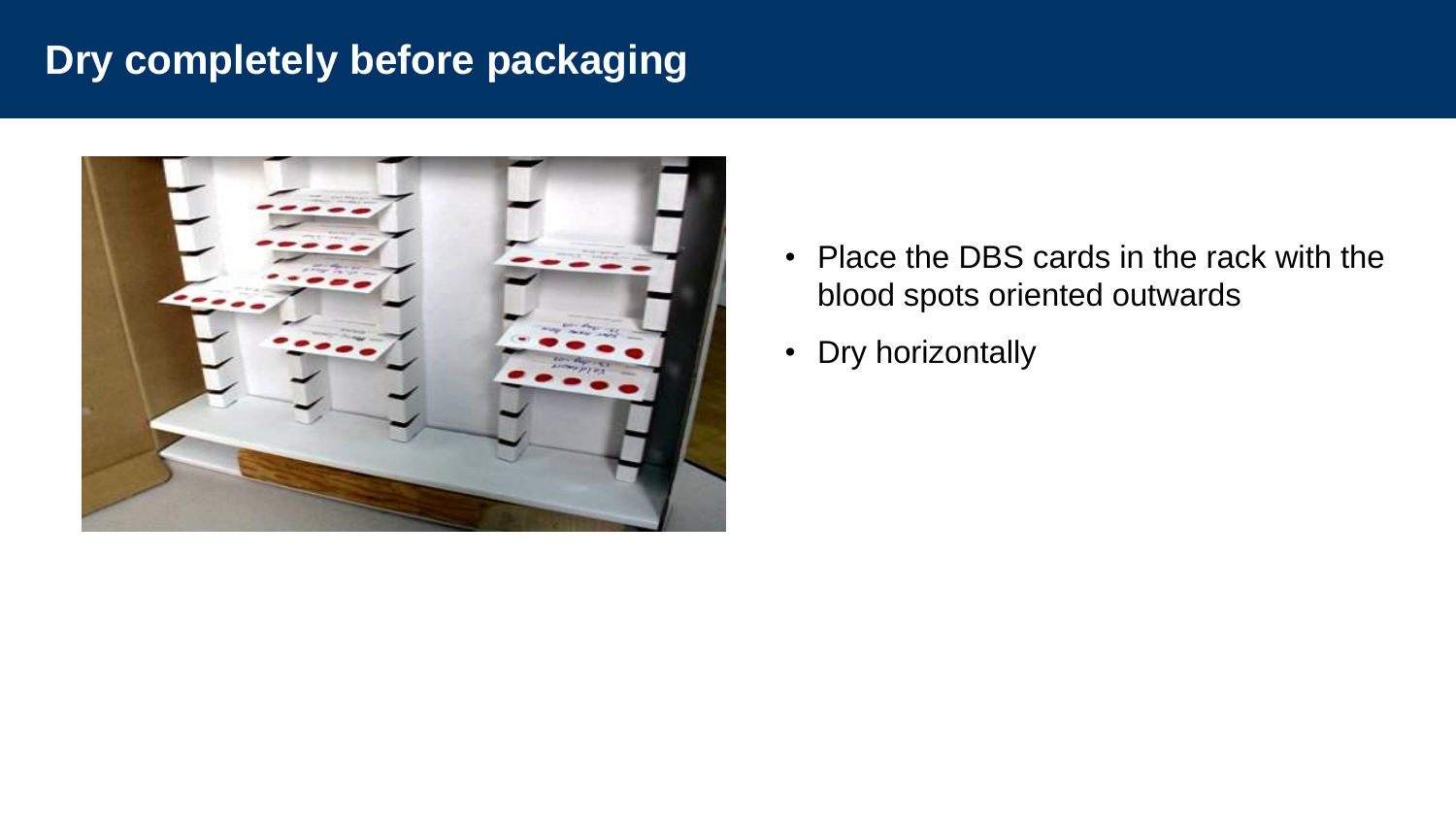# Dry completely before packaging

- Place the DBS cards in the rack with the blood spots oriented outwards
- Dry horizontally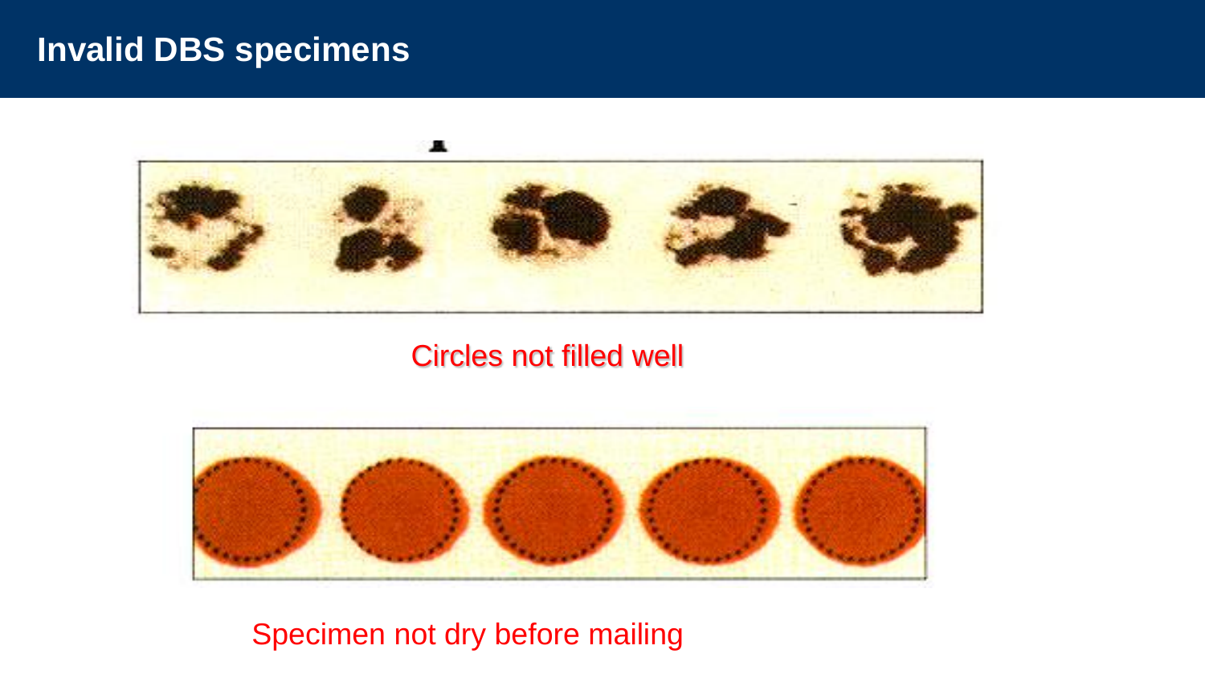# Invalid DBS specimens

Circles not filled well

Specimen not dry before mailing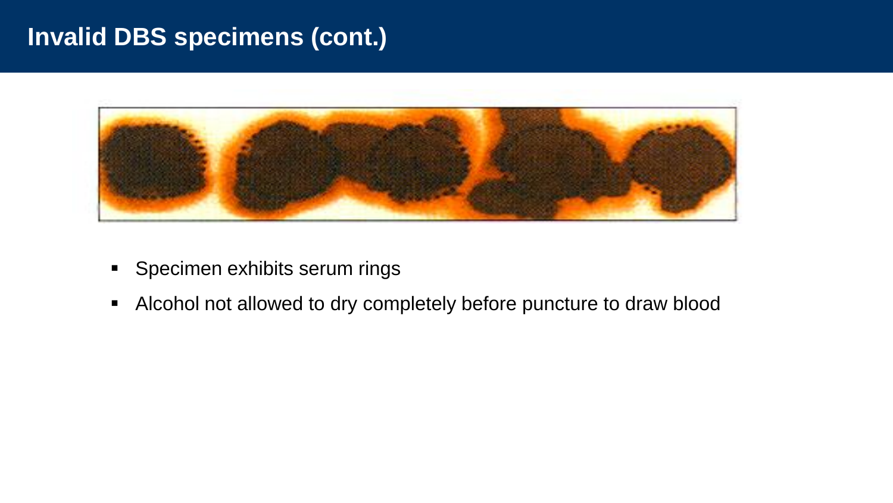# Invalid DBS specimens (cont.)

- Specimen exhibits serum rings
- Alcohol not allowed to dry completely before puncture to draw blood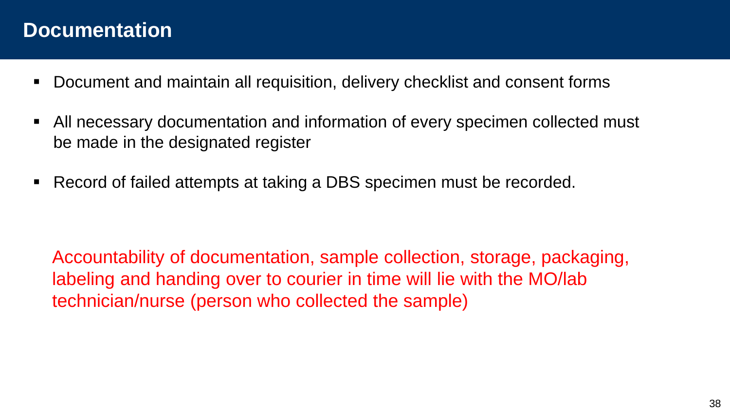# Documentation

- Document and maintain all requisition, delivery checklist and consent forms
- All necessary documentation and information of every specimen collected must be made in the designated register
- Record of failed attempts at taking a DBS specimen must be recorded.

Accountability of documentation, sample collection, storage, packaging, labeling and handing over to courier in time will lie with the MO/lab technician/nurse (person who collected the sample)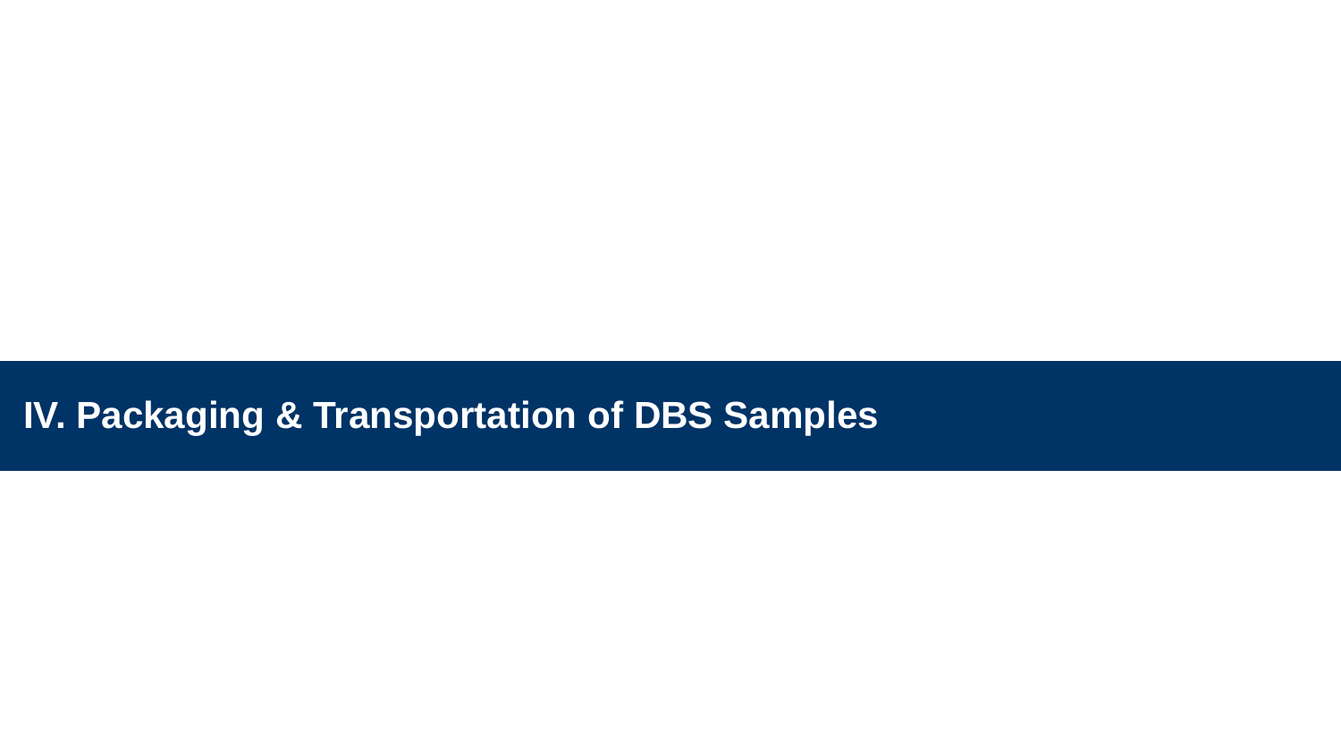# IV. Packaging & Transportation of DBS Samples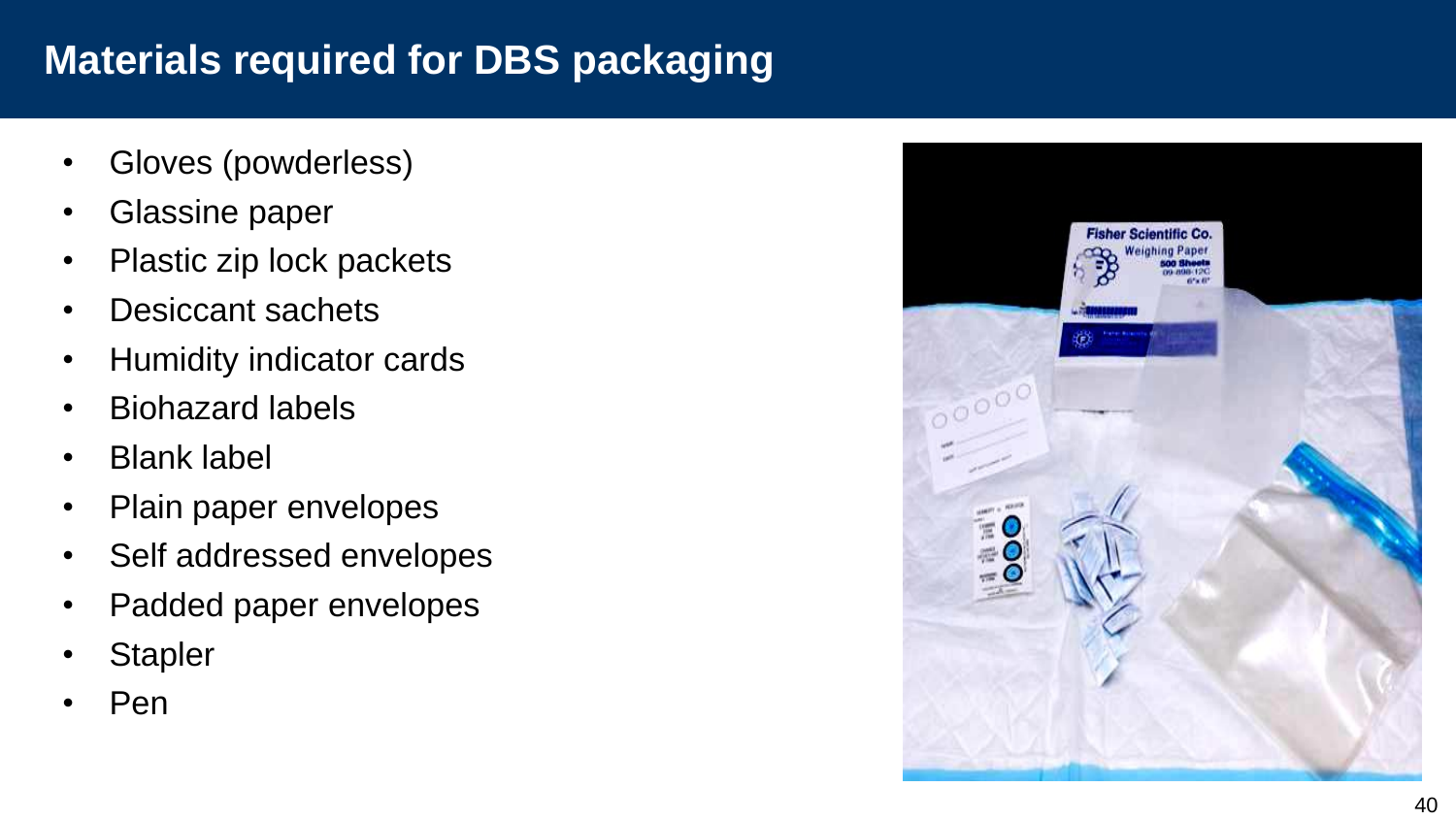# Materials required for DBS packaging

- Gloves (powderless)
- Glassine paper
- Plastic zip lock packets
- Desiccant sachets
- Humidity indicator cards
- Biohazard labels
- Blank label
- Plain paper envelopes
- Self addressed envelopes
- Padded paper envelopes
- Stapler
- Pen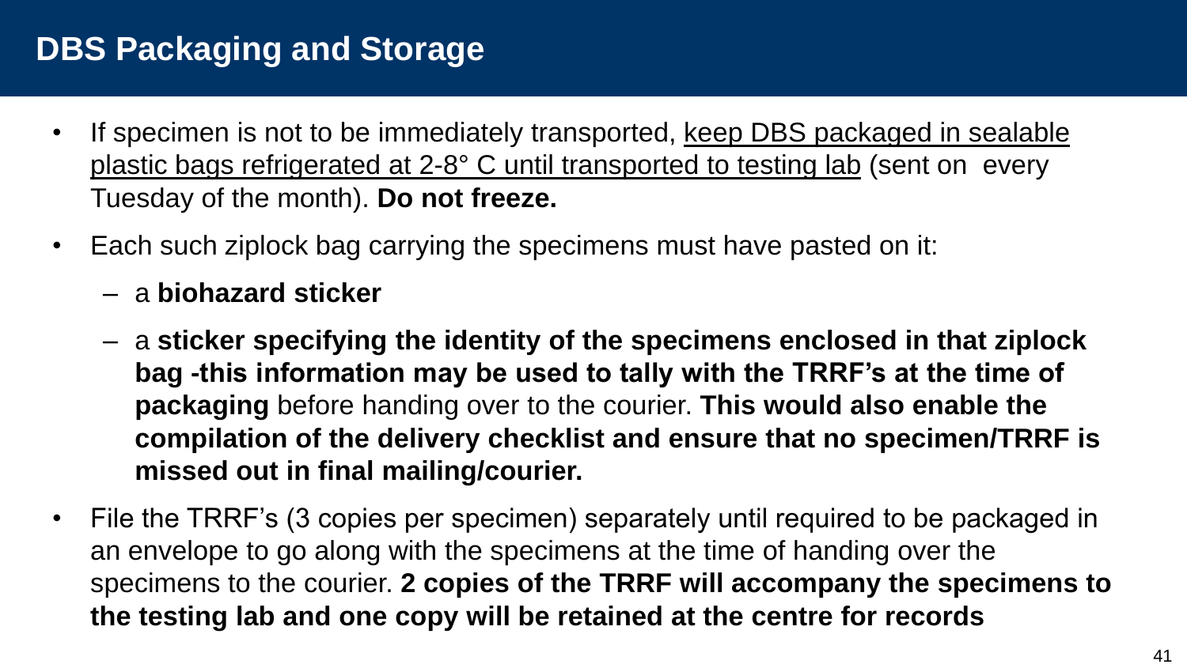# DBS Packaging and Storage

- If specimen is not to be immediately transported, keep DBS packaged in sealable plastic bags refrigerated at 2-8° C until transported to testing lab (sent on every Tuesday of the month). **Do not freeze.**
- Each such ziplock bag carrying the specimens must have pasted on it:
  - a **biohazard sticker**
  - a **sticker specifying the identity of the specimens enclosed in that ziplock bag -this information may be used to tally with the TRRF's at the time of packaging** before handing over to the courier. **This would also enable the compilation of the delivery checklist and ensure that no specimen/TRRF is missed out in final mailing/courier.**
- File the TRRF's (3 copies per specimen) separately until required to be packaged in an envelope to go along with the specimens at the time of handing over the specimens to the courier. **2 copies of the TRRF will accompany the specimens to the testing lab and one copy will be retained at the centre for records**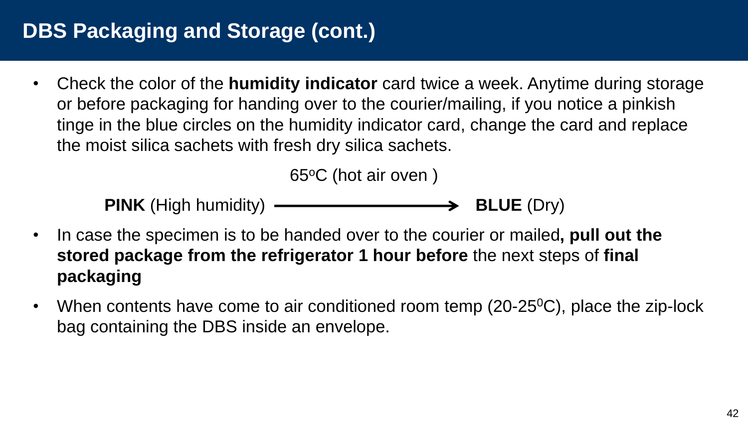# DBS Packaging and Storage (cont.)

- Check the color of the **humidity indicator** card twice a week. Anytime during storage or before packaging for handing over to the courier/mailing, if you notice a pinkish tinge in the blue circles on the humidity indicator card, change the card and replace the moist silica sachets with fresh dry silica sachets.

$$\textbf{PINK} \text{ (High humidity)} \xrightarrow{65^{o}\text{C (hot air oven)}} \textbf{BLUE} \text{ (Dry)}$$

- In case the specimen is to be handed over to the courier or mailed**, pull out the stored package from the refrigerator 1 hour before** the next steps of **final packaging**
- When contents have come to air conditioned room temp (20-25$^{0}$C), place the zip-lock bag containing the DBS inside an envelope.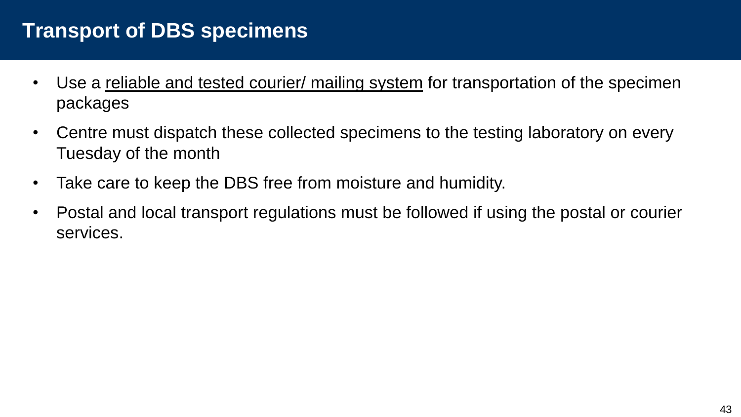# Transport of DBS specimens

- Use a <u>reliable and tested courier/ mailing system</u> for transportation of the specimen packages
- Centre must dispatch these collected specimens to the testing laboratory on every Tuesday of the month
- Take care to keep the DBS free from moisture and humidity.
- Postal and local transport regulations must be followed if using the postal or courier services.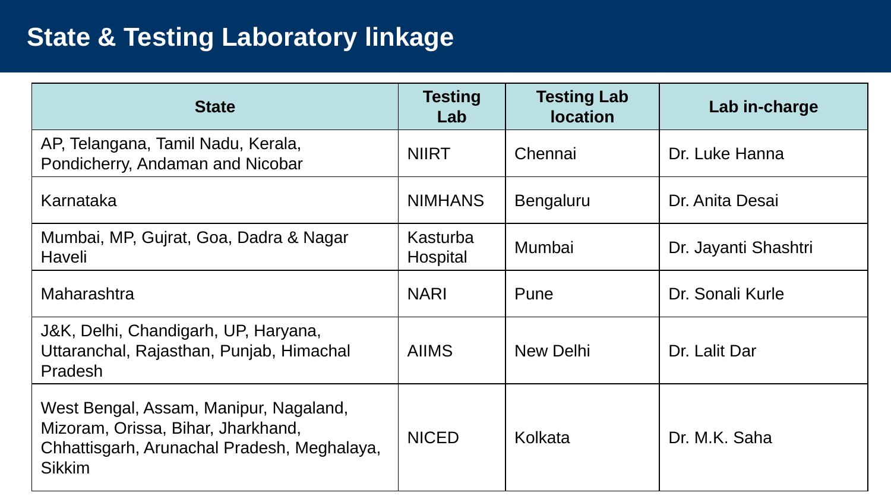# State & Testing Laboratory linkage

| State | Testing Lab | Testing Lab location | Lab in-charge |
| --- | --- | --- | --- |
| AP, Telangana, Tamil Nadu, Kerala, Pondicherry, Andaman and Nicobar | NIIRT | Chennai | Dr. Luke Hanna |
| Karnataka | NIMHANS | Bengaluru | Dr. Anita Desai |
| Mumbai, MP, Gujrat, Goa, Dadra & Nagar Haveli | Kasturba Hospital | Mumbai | Dr. Jayanti Shashtri |
| Maharashtra | NARI | Pune | Dr. Sonali Kurle |
| J&K, Delhi, Chandigarh, UP, Haryana, Uttaranchal, Rajasthan, Punjab, Himachal Pradesh | AIIMS | New Delhi | Dr. Lalit Dar |
| West Bengal, Assam, Manipur, Nagaland, Mizoram, Orissa, Bihar, Jharkhand, Chhattisgarh, Arunachal Pradesh, Meghalaya, Sikkim | NICED | Kolkata | Dr. M.K. Saha |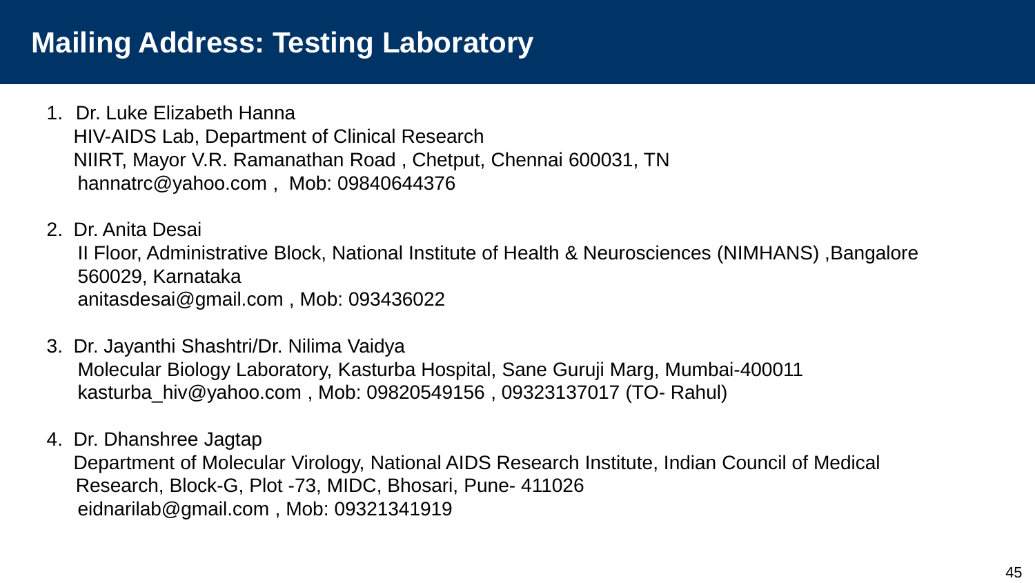# Mailing Address: Testing Laboratory

1. Dr. Luke Elizabeth Hanna
   HIV-AIDS Lab, Department of Clinical Research
   NIIRT, Mayor V.R. Ramanathan Road , Chetput, Chennai 600031, TN
   hannatrc@yahoo.com , Mob: 09840644376

2. Dr. Anita Desai
   II Floor, Administrative Block, National Institute of Health & Neurosciences (NIMHANS) ,Bangalore 560029, Karnataka
   anitasdesai@gmail.com , Mob: 093436022

3. Dr. Jayanthi Shashtri/Dr. Nilima Vaidya
   Molecular Biology Laboratory, Kasturba Hospital, Sane Guruji Marg, Mumbai-400011
   kasturba_hiv@yahoo.com , Mob: 09820549156 , 09323137017 (TO- Rahul)

4. Dr. Dhanshree Jagtap
   Department of Molecular Virology, National AIDS Research Institute, Indian Council of Medical Research, Block-G, Plot -73, MIDC, Bhosari, Pune- 411026
   eidnarilab@gmail.com , Mob: 09321341919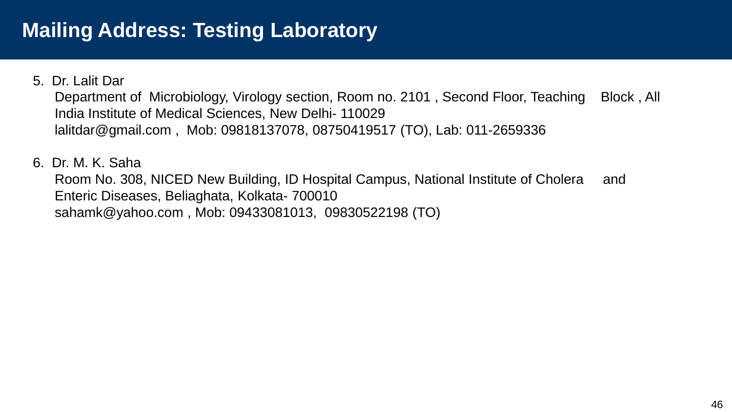# Mailing Address: Testing Laboratory

5. Dr. Lalit Dar
   Department of Microbiology, Virology section, Room no. 2101 , Second Floor, Teaching Block , All India Institute of Medical Sciences, New Delhi- 110029
   lalitdar@gmail.com , Mob: 09818137078, 08750419517 (TO), Lab: 011-2659336

6. Dr. M. K. Saha
   Room No. 308, NICED New Building, ID Hospital Campus, National Institute of Cholera and Enteric Diseases, Beliaghata, Kolkata- 700010
   sahamk@yahoo.com , Mob: 09433081013, 09830522198 (TO)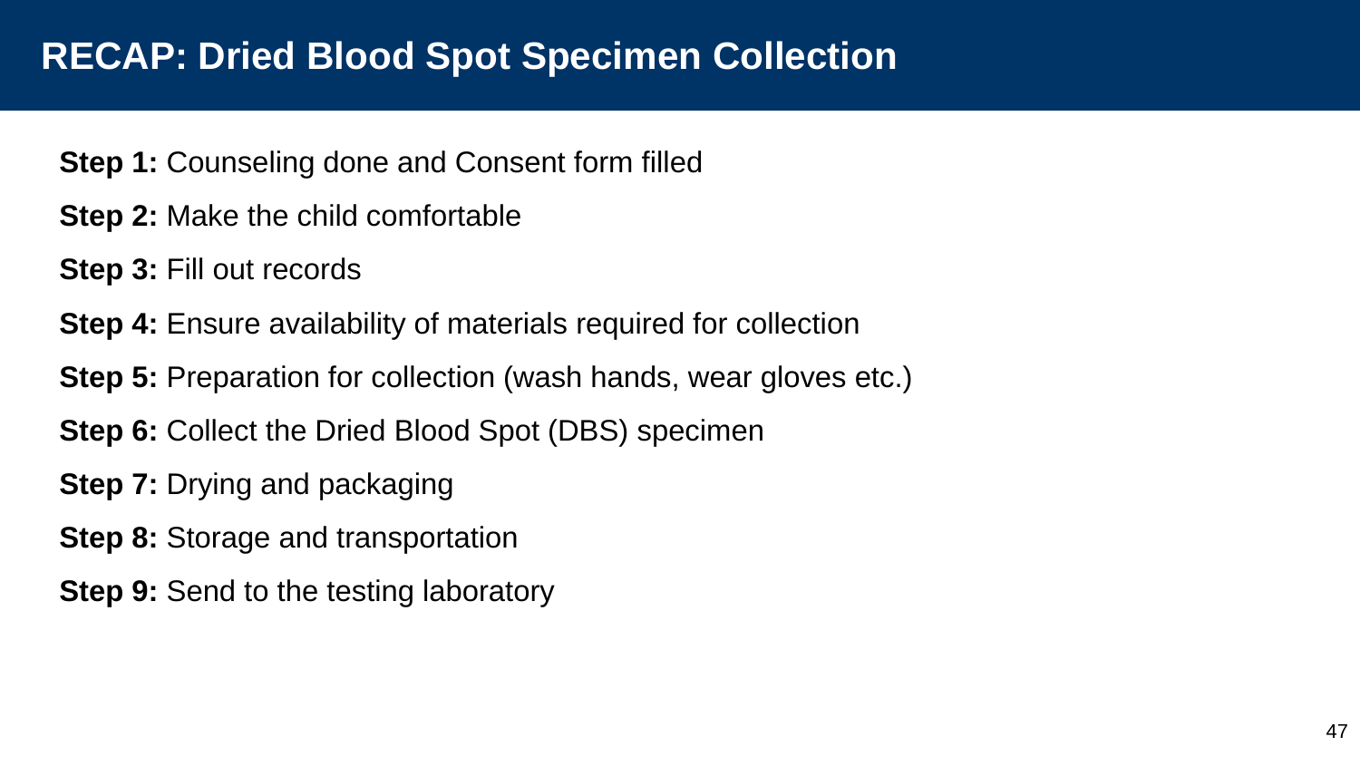# RECAP: Dried Blood Spot Specimen Collection

**Step 1:** Counseling done and Consent form filled

**Step 2:** Make the child comfortable

**Step 3:** Fill out records

**Step 4:** Ensure availability of materials required for collection

**Step 5:** Preparation for collection (wash hands, wear gloves etc.)

**Step 6:** Collect the Dried Blood Spot (DBS) specimen

**Step 7:** Drying and packaging

**Step 8:** Storage and transportation

**Step 9:** Send to the testing laboratory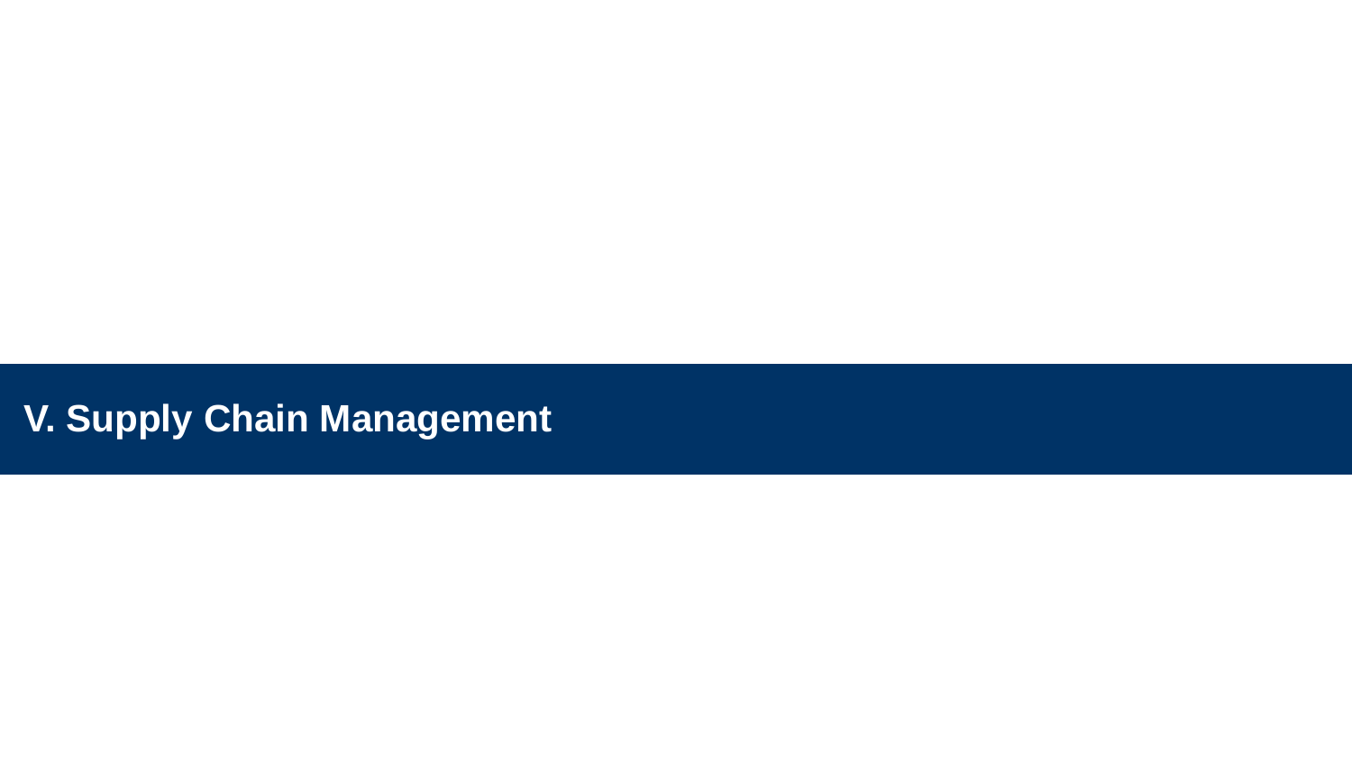# V. Supply Chain Management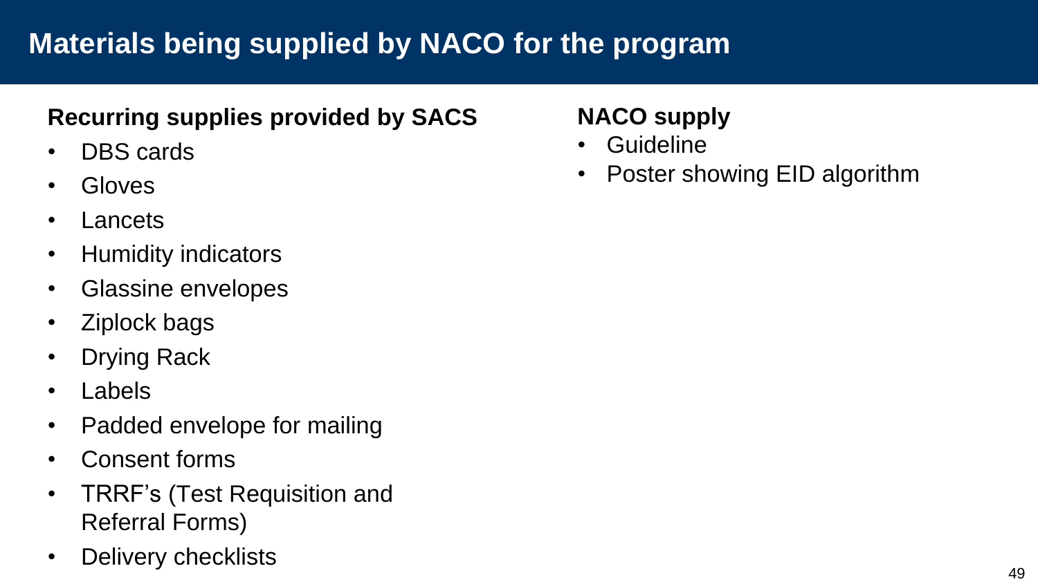# Materials being supplied by NACO for the program

**Recurring supplies provided by SACS**

- DBS cards
- Gloves
- Lancets
- Humidity indicators
- Glassine envelopes
- Ziplock bags
- Drying Rack
- Labels
- Padded envelope for mailing
- Consent forms
- TRRF's (Test Requisition and Referral Forms)
- Delivery checklists

**NACO supply**

- Guideline
- Poster showing EID algorithm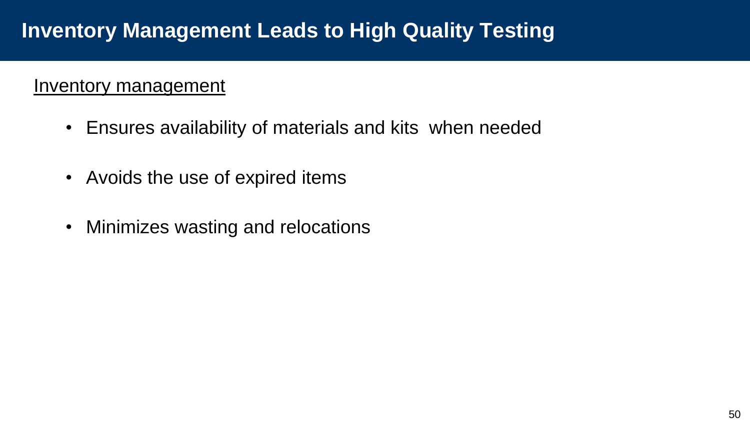# Inventory Management Leads to High Quality Testing

<u>Inventory management</u>

- Ensures availability of materials and kits when needed
- Avoids the use of expired items
- Minimizes wasting and relocations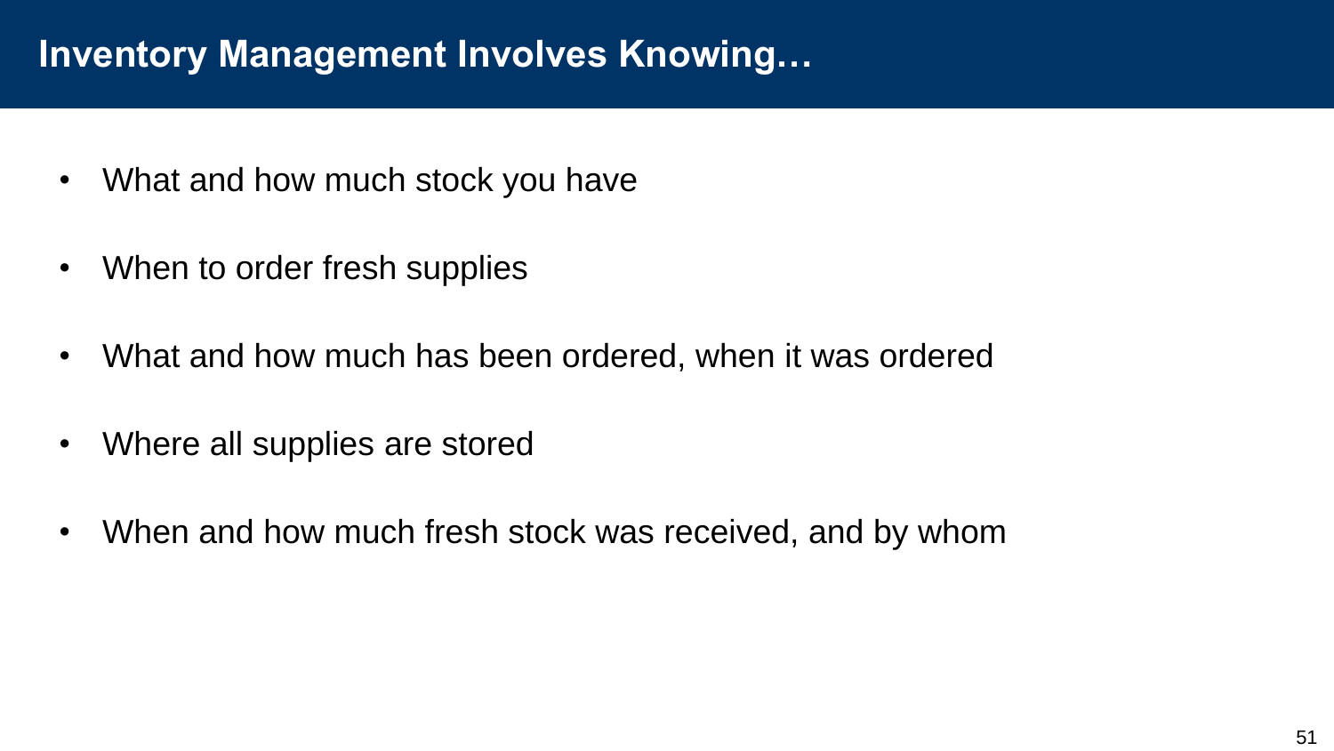# Inventory Management Involves Knowing…

- What and how much stock you have
- When to order fresh supplies
- What and how much has been ordered, when it was ordered
- Where all supplies are stored
- When and how much fresh stock was received, and by whom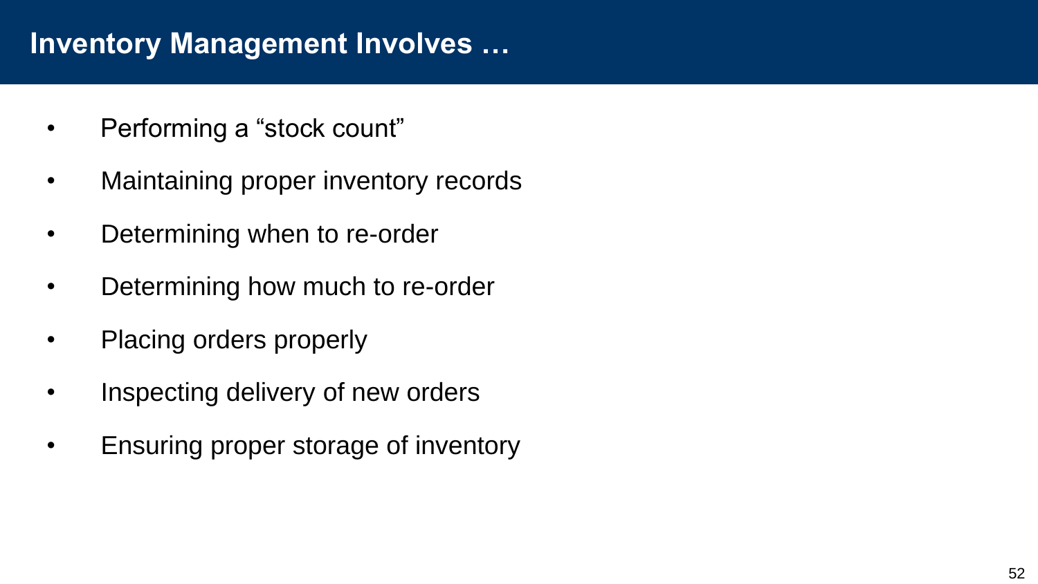# Inventory Management Involves …

- Performing a “stock count”
- Maintaining proper inventory records
- Determining when to re-order
- Determining how much to re-order
- Placing orders properly
- Inspecting delivery of new orders
- Ensuring proper storage of inventory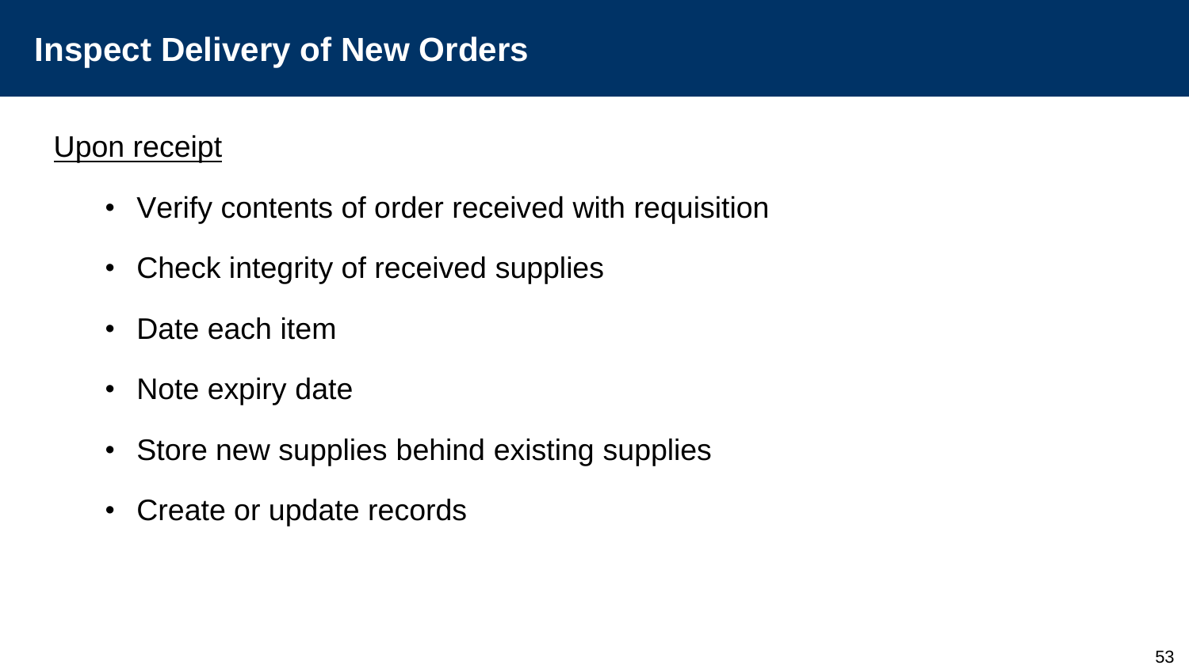# Inspect Delivery of New Orders

<u>Upon receipt</u>

- Verify contents of order received with requisition
- Check integrity of received supplies
- Date each item
- Note expiry date
- Store new supplies behind existing supplies
- Create or update records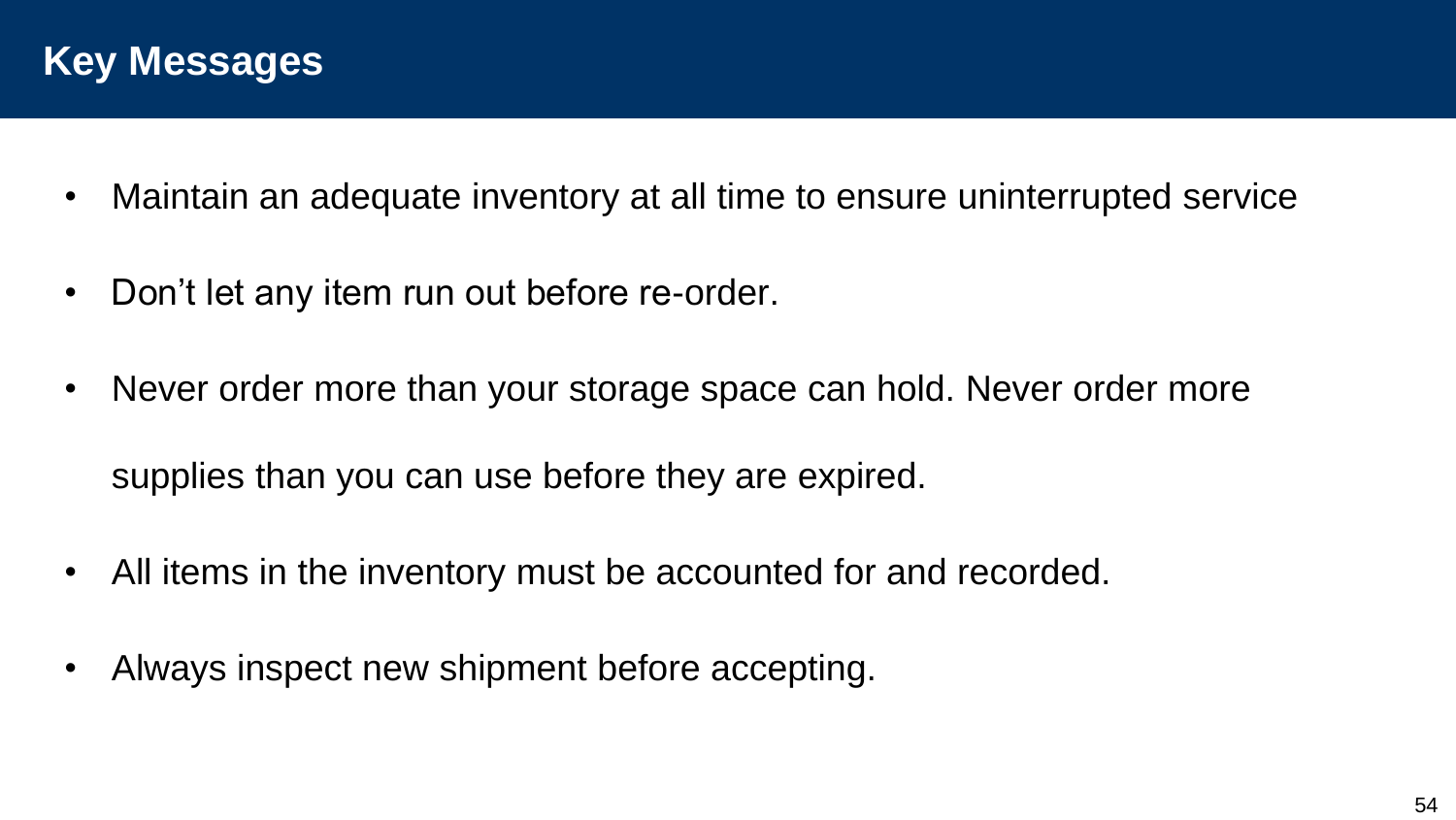# Key Messages

- Maintain an adequate inventory at all time to ensure uninterrupted service
- Don’t let any item run out before re-order.
- Never order more than your storage space can hold. Never order more supplies than you can use before they are expired.
- All items in the inventory must be accounted for and recorded.
- Always inspect new shipment before accepting.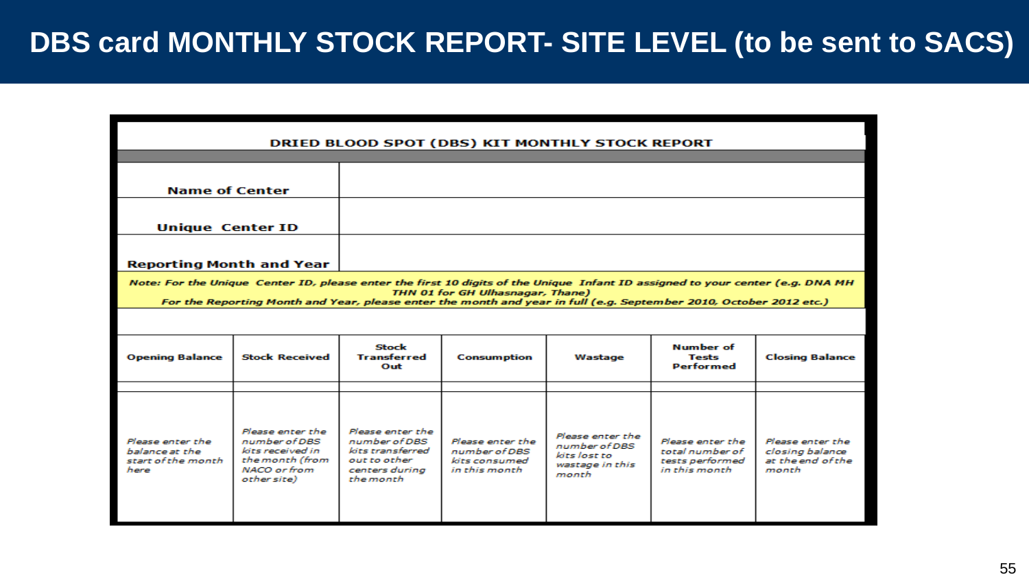# DBS card MONTHLY STOCK REPORT- SITE LEVEL (to be sent to SACS)

**DRIED BLOOD SPOT (DBS) KIT MONTHLY STOCK REPORT**

| | |
|---|---|
| **Name of Center** | |
| **Unique Center ID** | |
| **Reporting Month and Year** | |

*Note: For the Unique Center ID, please enter the first 10 digits of the Unique Infant ID assigned to your center (e.g. DNA MH THN 01 for GH Ulhasnagar, Thane)*
*For the Reporting Month and Year, please enter the month and year in full (e.g. September 2010, October 2012 etc.)*

| Opening Balance | Stock Received | Stock Transferred Out | Consumption | Wastage | Number of Tests Performed | Closing Balance |
|---|---|---|---|---|---|---|
| | | | | | | |
| *Please enter the balance at the start of the month here* | *Please enter the number of DBS kits received in the month (from NACO or from other site)* | *Please enter the number of DBS kits transferred out to other centers during the month* | *Please enter the number of DBS kits consumed in this month* | *Please enter the number of DBS kits lost to wastage in this month* | *Please enter the total number of tests performed in this month* | *Please enter the closing balance at the end of the month* |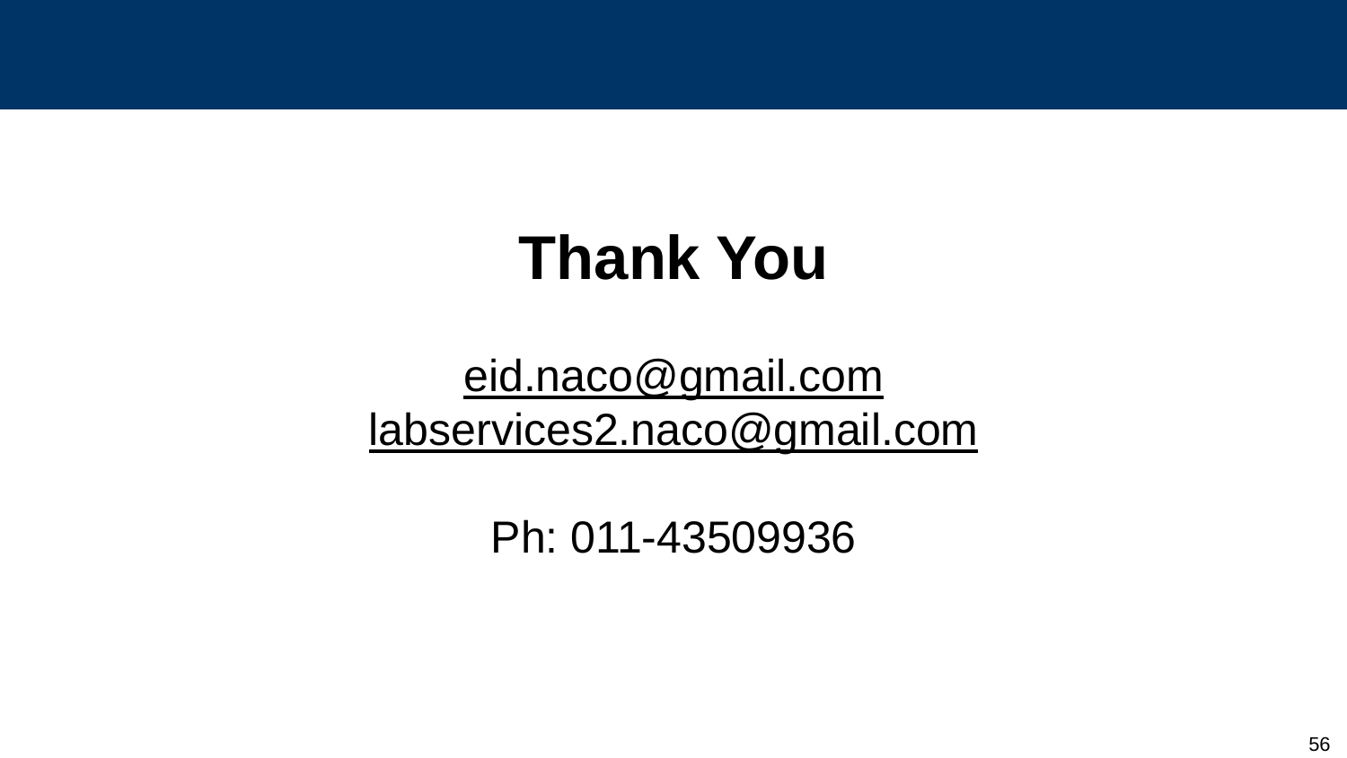# Thank You

eid.naco@gmail.com
labservices2.naco@gmail.com

Ph: 011-43509936